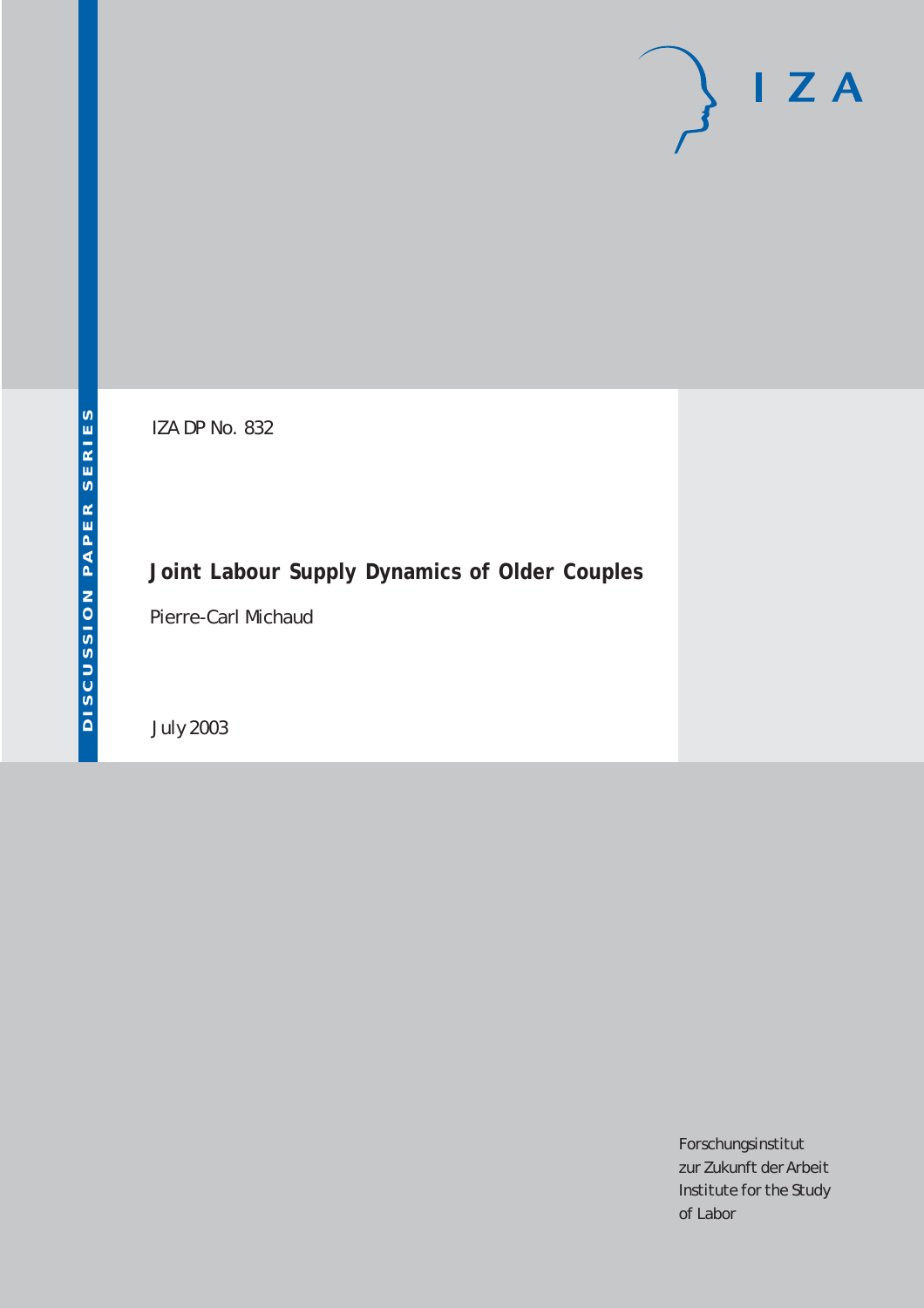IZA DP No. 832

# Joint Labour Supply Dynamics of Older Couples

Pierre-Carl Michaud

July 2003

Forschungsinstitut
zur Zukunft der Arbeit
Institute for the Study
of Labor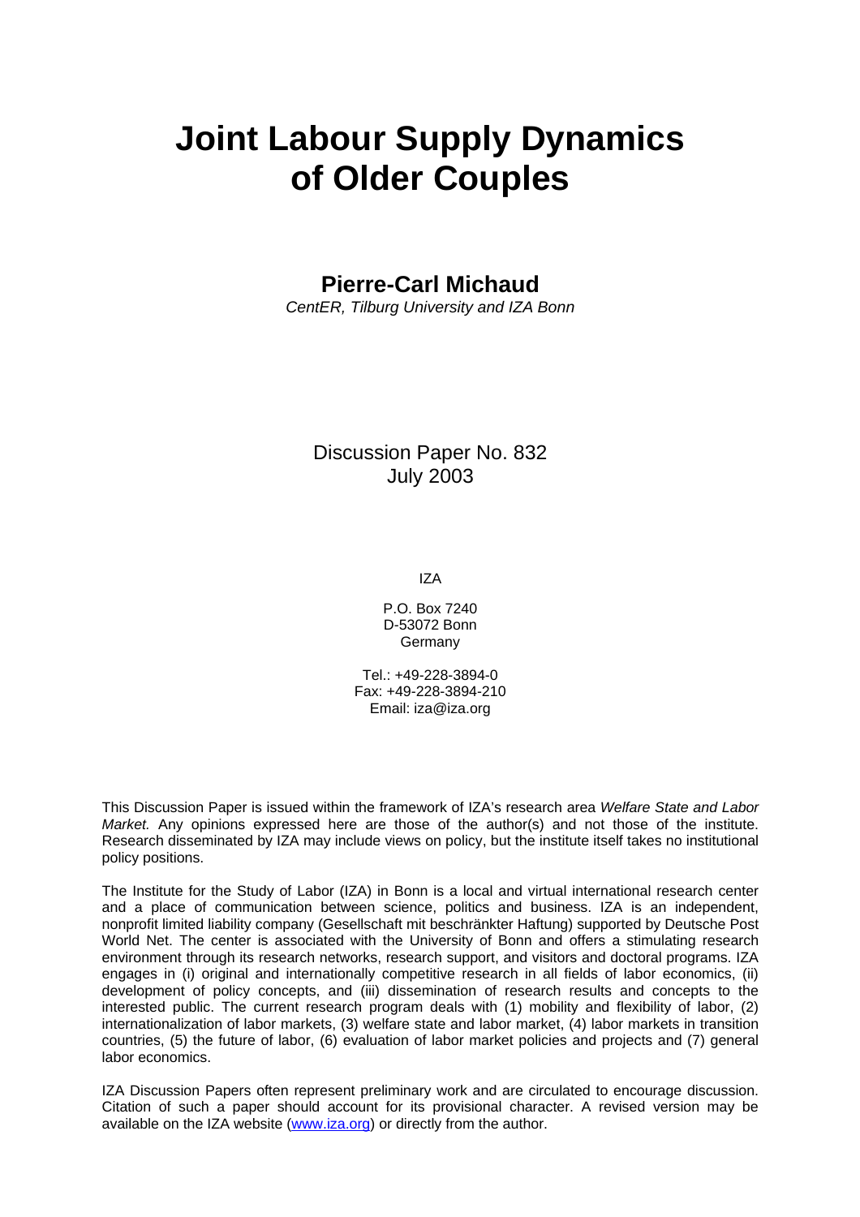# Joint Labour Supply Dynamics of Older Couples

**Pierre-Carl Michaud**

*CentER, Tilburg University and IZA Bonn*

Discussion Paper No. 832
July 2003

IZA

P.O. Box 7240
D-53072 Bonn
Germany

Tel.: +49-228-3894-0
Fax: +49-228-3894-210
Email: iza@iza.org

This Discussion Paper is issued within the framework of IZA's research area *Welfare State and Labor Market.* Any opinions expressed here are those of the author(s) and not those of the institute. Research disseminated by IZA may include views on policy, but the institute itself takes no institutional policy positions.

The Institute for the Study of Labor (IZA) in Bonn is a local and virtual international research center and a place of communication between science, politics and business. IZA is an independent, nonprofit limited liability company (Gesellschaft mit beschränkter Haftung) supported by Deutsche Post World Net. The center is associated with the University of Bonn and offers a stimulating research environment through its research networks, research support, and visitors and doctoral programs. IZA engages in (i) original and internationally competitive research in all fields of labor economics, (ii) development of policy concepts, and (iii) dissemination of research results and concepts to the interested public. The current research program deals with (1) mobility and flexibility of labor, (2) internationalization of labor markets, (3) welfare state and labor market, (4) labor markets in transition countries, (5) the future of labor, (6) evaluation of labor market policies and projects and (7) general labor economics.

IZA Discussion Papers often represent preliminary work and are circulated to encourage discussion. Citation of such a paper should account for its provisional character. A revised version may be available on the IZA website (www.iza.org) or directly from the author.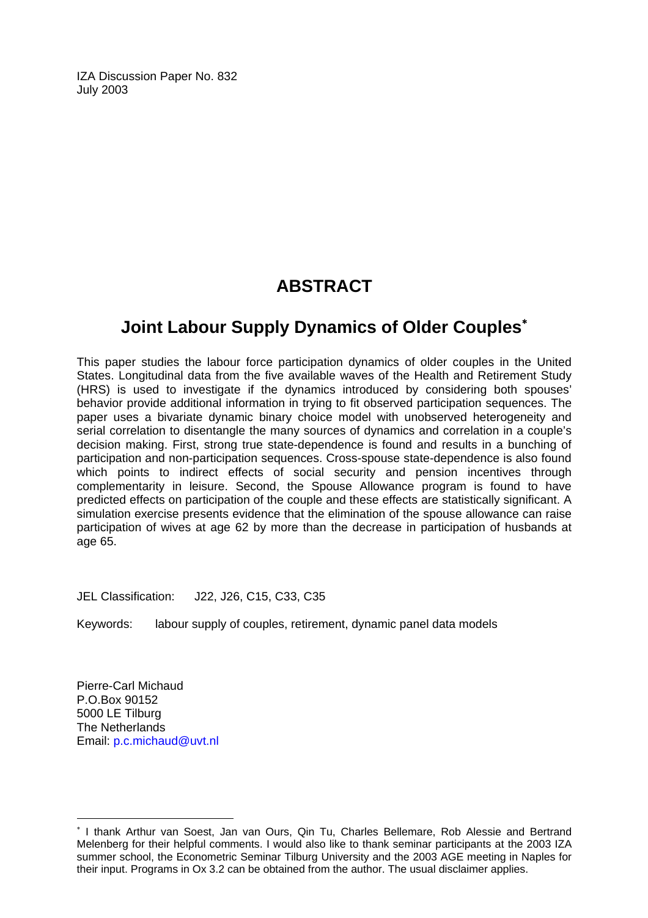IZA Discussion Paper No. 832
July 2003

# ABSTRACT

## Joint Labour Supply Dynamics of Older Couples[*]

This paper studies the labour force participation dynamics of older couples in the United States. Longitudinal data from the five available waves of the Health and Retirement Study (HRS) is used to investigate if the dynamics introduced by considering both spouses' behavior provide additional information in trying to fit observed participation sequences. The paper uses a bivariate dynamic binary choice model with unobserved heterogeneity and serial correlation to disentangle the many sources of dynamics and correlation in a couple's decision making. First, strong true state-dependence is found and results in a bunching of participation and non-participation sequences. Cross-spouse state-dependence is also found which points to indirect effects of social security and pension incentives through complementarity in leisure. Second, the Spouse Allowance program is found to have predicted effects on participation of the couple and these effects are statistically significant. A simulation exercise presents evidence that the elimination of the spouse allowance can raise participation of wives at age 62 by more than the decrease in participation of husbands at age 65.

JEL Classification: J22, J26, C15, C33, C35

Keywords: labour supply of couples, retirement, dynamic panel data models

Pierre-Carl Michaud
P.O.Box 90152
5000 LE Tilburg
The Netherlands
Email: p.c.michaud@uvt.nl

---

[*] I thank Arthur van Soest, Jan van Ours, Qin Tu, Charles Bellemare, Rob Alessie and Bertrand Melenberg for their helpful comments. I would also like to thank seminar participants at the 2003 IZA summer school, the Econometric Seminar Tilburg University and the 2003 AGE meeting in Naples for their input. Programs in Ox 3.2 can be obtained from the author. The usual disclaimer applies.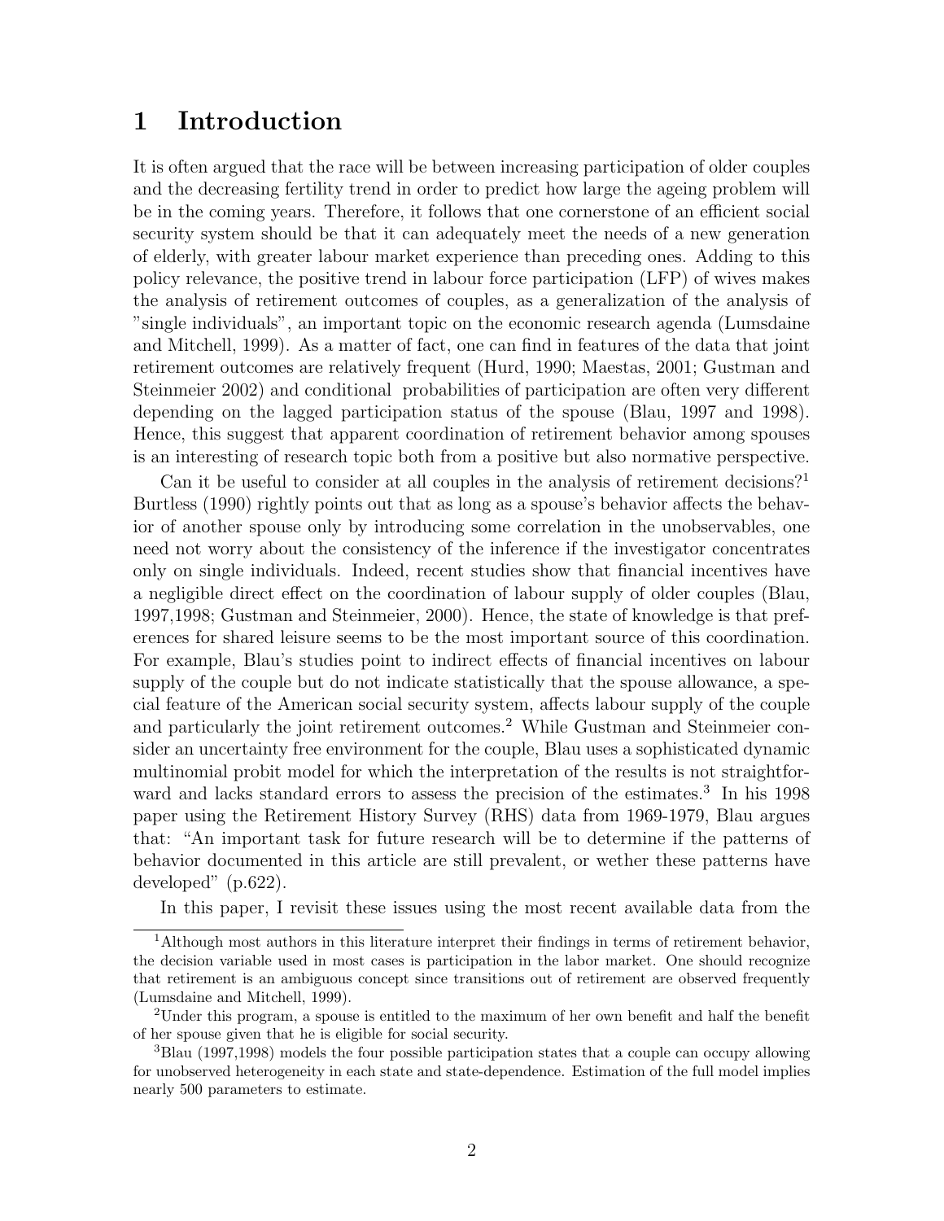# 1 Introduction

It is often argued that the race will be between increasing participation of older couples and the decreasing fertility trend in order to predict how large the ageing problem will be in the coming years. Therefore, it follows that one cornerstone of an efficient social security system should be that it can adequately meet the needs of a new generation of elderly, with greater labour market experience than preceding ones. Adding to this policy relevance, the positive trend in labour force participation (LFP) of wives makes the analysis of retirement outcomes of couples, as a generalization of the analysis of "single individuals", an important topic on the economic research agenda (Lumsdaine and Mitchell, 1999). As a matter of fact, one can find in features of the data that joint retirement outcomes are relatively frequent (Hurd, 1990; Maestas, 2001; Gustman and Steinmeier 2002) and conditional probabilities of participation are often very different depending on the lagged participation status of the spouse (Blau, 1997 and 1998). Hence, this suggest that apparent coordination of retirement behavior among spouses is an interesting of research topic both from a positive but also normative perspective.

Can it be useful to consider at all couples in the analysis of retirement decisions?[1] Burtless (1990) rightly points out that as long as a spouse's behavior affects the behavior of another spouse only by introducing some correlation in the unobservables, one need not worry about the consistency of the inference if the investigator concentrates only on single individuals. Indeed, recent studies show that financial incentives have a negligible direct effect on the coordination of labour supply of older couples (Blau, 1997,1998; Gustman and Steinmeier, 2000). Hence, the state of knowledge is that preferences for shared leisure seems to be the most important source of this coordination. For example, Blau's studies point to indirect effects of financial incentives on labour supply of the couple but do not indicate statistically that the spouse allowance, a special feature of the American social security system, affects labour supply of the couple and particularly the joint retirement outcomes.[2] While Gustman and Steinmeier consider an uncertainty free environment for the couple, Blau uses a sophisticated dynamic multinomial probit model for which the interpretation of the results is not straightforward and lacks standard errors to assess the precision of the estimates.[3] In his 1998 paper using the Retirement History Survey (RHS) data from 1969-1979, Blau argues that: "An important task for future research will be to determine if the patterns of behavior documented in this article are still prevalent, or wether these patterns have developed" (p.622).

In this paper, I revisit these issues using the most recent available data from the

[1] Although most authors in this literature interpret their findings in terms of retirement behavior, the decision variable used in most cases is participation in the labor market. One should recognize that retirement is an ambiguous concept since transitions out of retirement are observed frequently (Lumsdaine and Mitchell, 1999).

[2] Under this program, a spouse is entitled to the maximum of her own benefit and half the benefit of her spouse given that he is eligible for social security.

[3] Blau (1997,1998) models the four possible participation states that a couple can occupy allowing for unobserved heterogeneity in each state and state-dependence. Estimation of the full model implies nearly 500 parameters to estimate.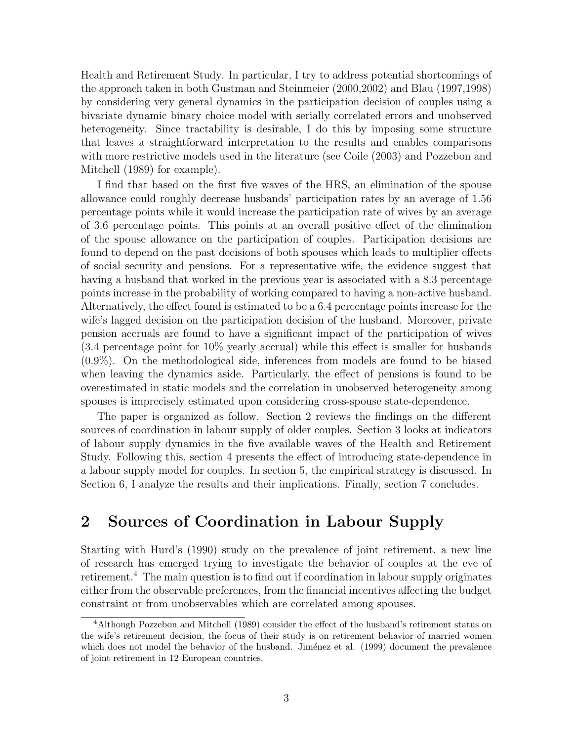Health and Retirement Study. In particular, I try to address potential shortcomings of the approach taken in both Gustman and Steinmeier (2000,2002) and Blau (1997,1998) by considering very general dynamics in the participation decision of couples using a bivariate dynamic binary choice model with serially correlated errors and unobserved heterogeneity. Since tractability is desirable, I do this by imposing some structure that leaves a straightforward interpretation to the results and enables comparisons with more restrictive models used in the literature (see Coile (2003) and Pozzebon and Mitchell (1989) for example).

I find that based on the first five waves of the HRS, an elimination of the spouse allowance could roughly decrease husbands' participation rates by an average of 1.56 percentage points while it would increase the participation rate of wives by an average of 3.6 percentage points. This points at an overall positive effect of the elimination of the spouse allowance on the participation of couples. Participation decisions are found to depend on the past decisions of both spouses which leads to multiplier effects of social security and pensions. For a representative wife, the evidence suggest that having a husband that worked in the previous year is associated with a 8.3 percentage points increase in the probability of working compared to having a non-active husband. Alternatively, the effect found is estimated to be a 6.4 percentage points increase for the wife's lagged decision on the participation decision of the husband. Moreover, private pension accruals are found to have a significant impact of the participation of wives (3.4 percentage point for 10% yearly accrual) while this effect is smaller for husbands (0.9%). On the methodological side, inferences from models are found to be biased when leaving the dynamics aside. Particularly, the effect of pensions is found to be overestimated in static models and the correlation in unobserved heterogeneity among spouses is imprecisely estimated upon considering cross-spouse state-dependence.

The paper is organized as follow. Section 2 reviews the findings on the different sources of coordination in labour supply of older couples. Section 3 looks at indicators of labour supply dynamics in the five available waves of the Health and Retirement Study. Following this, section 4 presents the effect of introducing state-dependence in a labour supply model for couples. In section 5, the empirical strategy is discussed. In Section 6, I analyze the results and their implications. Finally, section 7 concludes.

## 2 Sources of Coordination in Labour Supply

Starting with Hurd's (1990) study on the prevalence of joint retirement, a new line of research has emerged trying to investigate the behavior of couples at the eve of retirement.[4] The main question is to find out if coordination in labour supply originates either from the observable preferences, from the financial incentives affecting the budget constraint or from unobservables which are correlated among spouses.

[4] Although Pozzebon and Mitchell (1989) consider the effect of the husband's retirement status on the wife's retirement decision, the focus of their study is on retirement behavior of married women which does not model the behavior of the husband. Jiménez et al. (1999) document the prevalence of joint retirement in 12 European countries.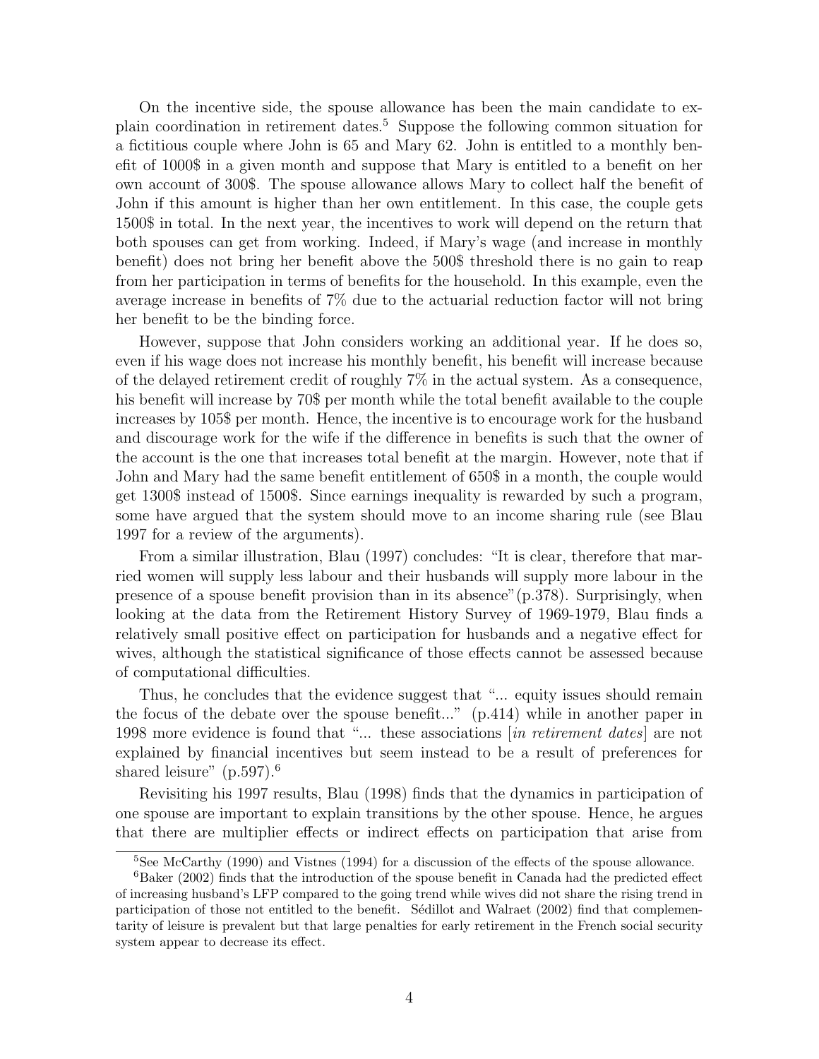On the incentive side, the spouse allowance has been the main candidate to explain coordination in retirement dates.[5] Suppose the following common situation for a fictitious couple where John is 65 and Mary 62. John is entitled to a monthly benefit of 1000$ in a given month and suppose that Mary is entitled to a benefit on her own account of 300$. The spouse allowance allows Mary to collect half the benefit of John if this amount is higher than her own entitlement. In this case, the couple gets 1500$ in total. In the next year, the incentives to work will depend on the return that both spouses can get from working. Indeed, if Mary's wage (and increase in monthly benefit) does not bring her benefit above the 500$ threshold there is no gain to reap from her participation in terms of benefits for the household. In this example, even the average increase in benefits of 7% due to the actuarial reduction factor will not bring her benefit to be the binding force.

However, suppose that John considers working an additional year. If he does so, even if his wage does not increase his monthly benefit, his benefit will increase because of the delayed retirement credit of roughly 7% in the actual system. As a consequence, his benefit will increase by 70$ per month while the total benefit available to the couple increases by 105$ per month. Hence, the incentive is to encourage work for the husband and discourage work for the wife if the difference in benefits is such that the owner of the account is the one that increases total benefit at the margin. However, note that if John and Mary had the same benefit entitlement of 650$ in a month, the couple would get 1300$ instead of 1500$. Since earnings inequality is rewarded by such a program, some have argued that the system should move to an income sharing rule (see Blau 1997 for a review of the arguments).

From a similar illustration, Blau (1997) concludes: "It is clear, therefore that married women will supply less labour and their husbands will supply more labour in the presence of a spouse benefit provision than in its absence"(p.378). Surprisingly, when looking at the data from the Retirement History Survey of 1969-1979, Blau finds a relatively small positive effect on participation for husbands and a negative effect for wives, although the statistical significance of those effects cannot be assessed because of computational difficulties.

Thus, he concludes that the evidence suggest that "... equity issues should remain the focus of the debate over the spouse benefit..." (p.414) while in another paper in 1998 more evidence is found that "... these associations [*in retirement dates*] are not explained by financial incentives but seem instead to be a result of preferences for shared leisure" (p.597).[6]

Revisiting his 1997 results, Blau (1998) finds that the dynamics in participation of one spouse are important to explain transitions by the other spouse. Hence, he argues that there are multiplier effects or indirect effects on participation that arise from

[5] See McCarthy (1990) and Vistnes (1994) for a discussion of the effects of the spouse allowance.

[6] Baker (2002) finds that the introduction of the spouse benefit in Canada had the predicted effect of increasing husband's LFP compared to the going trend while wives did not share the rising trend in participation of those not entitled to the benefit. Sédillot and Walraet (2002) find that complementarity of leisure is prevalent but that large penalties for early retirement in the French social security system appear to decrease its effect.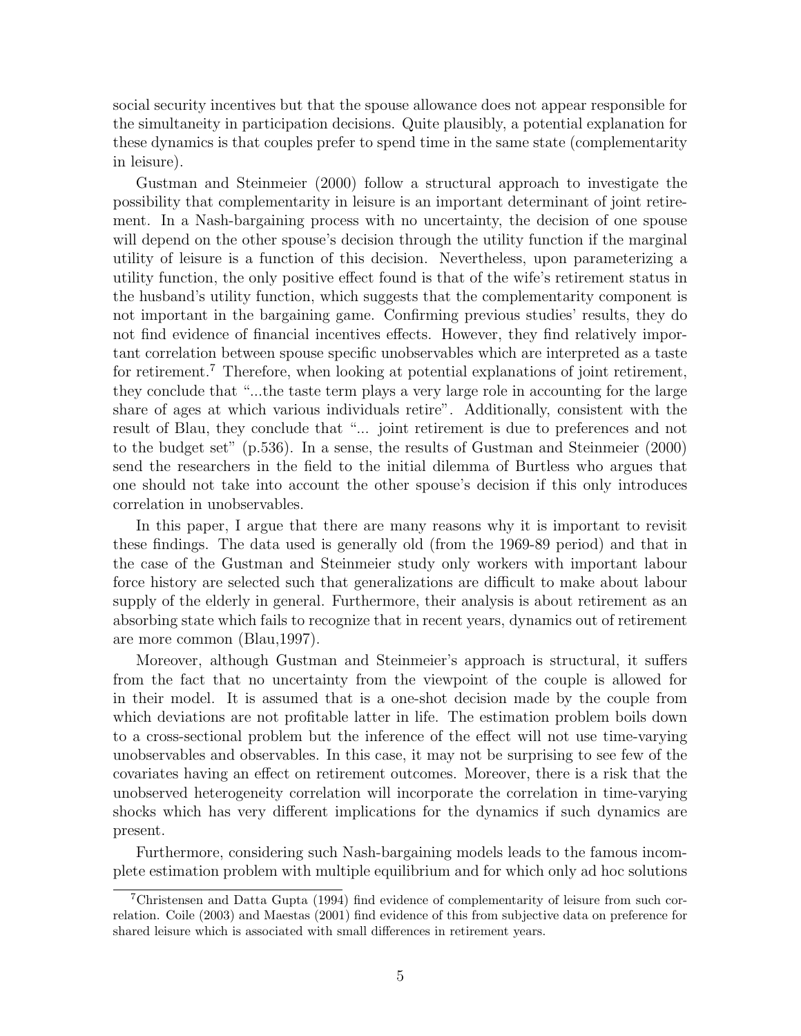social security incentives but that the spouse allowance does not appear responsible for the simultaneity in participation decisions. Quite plausibly, a potential explanation for these dynamics is that couples prefer to spend time in the same state (complementarity in leisure).

Gustman and Steinmeier (2000) follow a structural approach to investigate the possibility that complementarity in leisure is an important determinant of joint retirement. In a Nash-bargaining process with no uncertainty, the decision of one spouse will depend on the other spouse's decision through the utility function if the marginal utility of leisure is a function of this decision. Nevertheless, upon parameterizing a utility function, the only positive effect found is that of the wife's retirement status in the husband's utility function, which suggests that the complementarity component is not important in the bargaining game. Confirming previous studies' results, they do not find evidence of financial incentives effects. However, they find relatively important correlation between spouse specific unobservables which are interpreted as a taste for retirement.[7] Therefore, when looking at potential explanations of joint retirement, they conclude that "...the taste term plays a very large role in accounting for the large share of ages at which various individuals retire". Additionally, consistent with the result of Blau, they conclude that "... joint retirement is due to preferences and not to the budget set" (p.536). In a sense, the results of Gustman and Steinmeier (2000) send the researchers in the field to the initial dilemma of Burtless who argues that one should not take into account the other spouse's decision if this only introduces correlation in unobservables.

In this paper, I argue that there are many reasons why it is important to revisit these findings. The data used is generally old (from the 1969-89 period) and that in the case of the Gustman and Steinmeier study only workers with important labour force history are selected such that generalizations are difficult to make about labour supply of the elderly in general. Furthermore, their analysis is about retirement as an absorbing state which fails to recognize that in recent years, dynamics out of retirement are more common (Blau,1997).

Moreover, although Gustman and Steinmeier's approach is structural, it suffers from the fact that no uncertainty from the viewpoint of the couple is allowed for in their model. It is assumed that is a one-shot decision made by the couple from which deviations are not profitable latter in life. The estimation problem boils down to a cross-sectional problem but the inference of the effect will not use time-varying unobservables and observables. In this case, it may not be surprising to see few of the covariates having an effect on retirement outcomes. Moreover, there is a risk that the unobserved heterogeneity correlation will incorporate the correlation in time-varying shocks which has very different implications for the dynamics if such dynamics are present.

Furthermore, considering such Nash-bargaining models leads to the famous incomplete estimation problem with multiple equilibrium and for which only ad hoc solutions

[7] Christensen and Datta Gupta (1994) find evidence of complementarity of leisure from such correlation. Coile (2003) and Maestas (2001) find evidence of this from subjective data on preference for shared leisure which is associated with small differences in retirement years.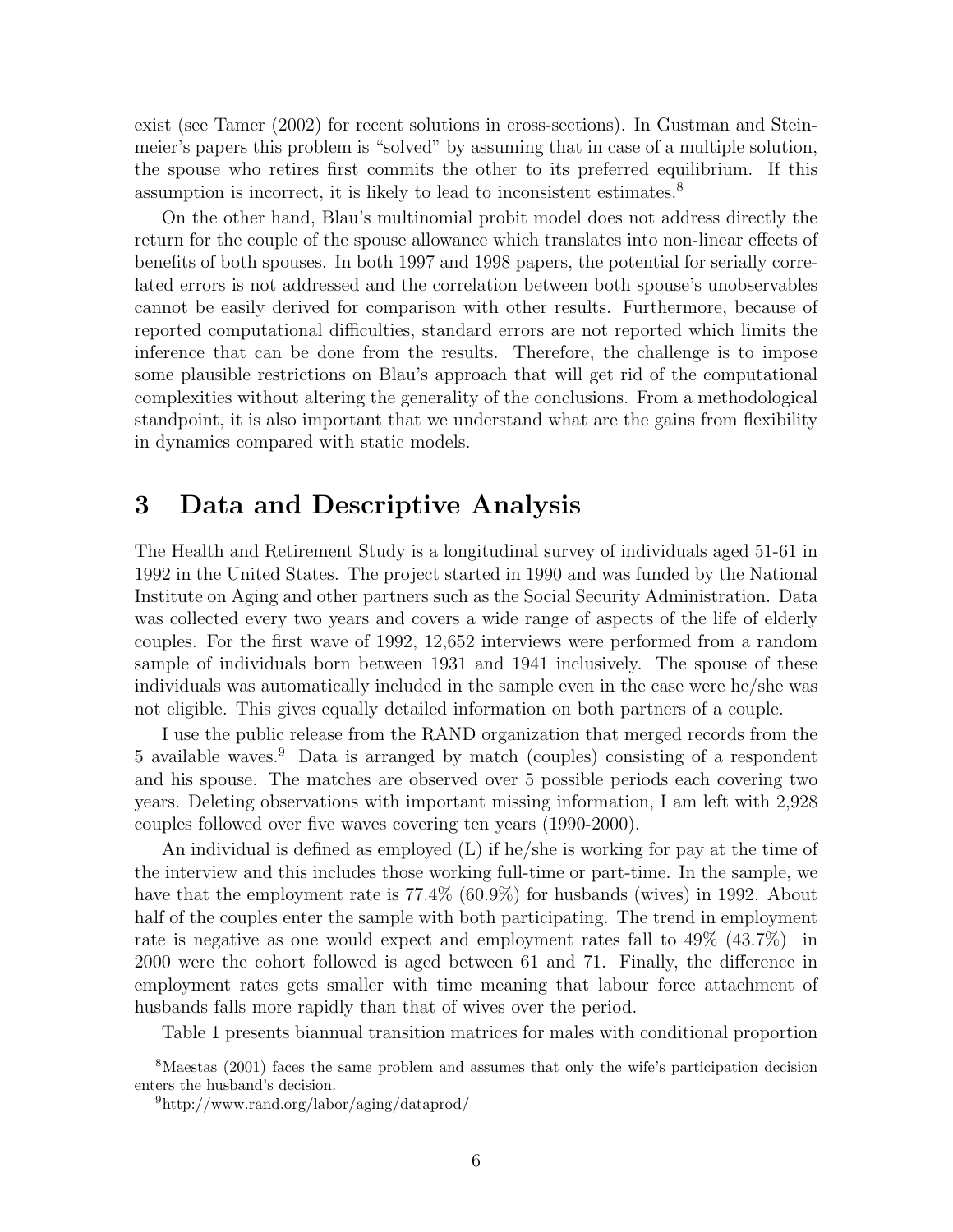exist (see Tamer (2002) for recent solutions in cross-sections). In Gustman and Steinmeier's papers this problem is "solved" by assuming that in case of a multiple solution, the spouse who retires first commits the other to its preferred equilibrium. If this assumption is incorrect, it is likely to lead to inconsistent estimates.[8]

On the other hand, Blau's multinomial probit model does not address directly the return for the couple of the spouse allowance which translates into non-linear effects of benefits of both spouses. In both 1997 and 1998 papers, the potential for serially correlated errors is not addressed and the correlation between both spouse's unobservables cannot be easily derived for comparison with other results. Furthermore, because of reported computational difficulties, standard errors are not reported which limits the inference that can be done from the results. Therefore, the challenge is to impose some plausible restrictions on Blau's approach that will get rid of the computational complexities without altering the generality of the conclusions. From a methodological standpoint, it is also important that we understand what are the gains from flexibility in dynamics compared with static models.

# 3 Data and Descriptive Analysis

The Health and Retirement Study is a longitudinal survey of individuals aged 51-61 in 1992 in the United States. The project started in 1990 and was funded by the National Institute on Aging and other partners such as the Social Security Administration. Data was collected every two years and covers a wide range of aspects of the life of elderly couples. For the first wave of 1992, 12,652 interviews were performed from a random sample of individuals born between 1931 and 1941 inclusively. The spouse of these individuals was automatically included in the sample even in the case were he/she was not eligible. This gives equally detailed information on both partners of a couple.

I use the public release from the RAND organization that merged records from the 5 available waves.[9] Data is arranged by match (couples) consisting of a respondent and his spouse. The matches are observed over 5 possible periods each covering two years. Deleting observations with important missing information, I am left with 2,928 couples followed over five waves covering ten years (1990-2000).

An individual is defined as employed (L) if he/she is working for pay at the time of the interview and this includes those working full-time or part-time. In the sample, we have that the employment rate is 77.4% (60.9%) for husbands (wives) in 1992. About half of the couples enter the sample with both participating. The trend in employment rate is negative as one would expect and employment rates fall to 49% (43.7%) in 2000 were the cohort followed is aged between 61 and 71. Finally, the difference in employment rates gets smaller with time meaning that labour force attachment of husbands falls more rapidly than that of wives over the period.

Table 1 presents biannual transition matrices for males with conditional proportion

[8] Maestas (2001) faces the same problem and assumes that only the wife's participation decision enters the husband's decision.

[9] http://www.rand.org/labor/aging/dataprod/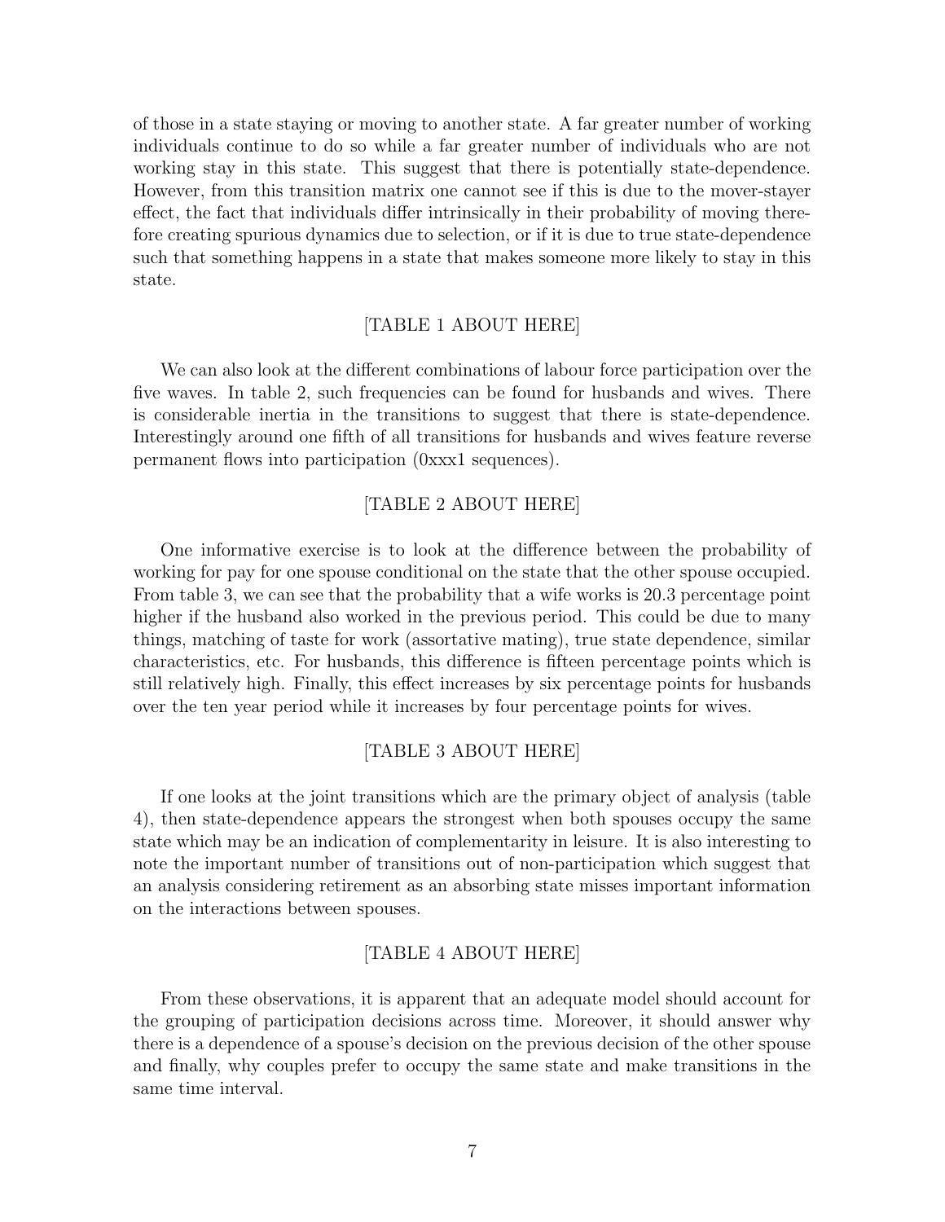of those in a state staying or moving to another state. A far greater number of working individuals continue to do so while a far greater number of individuals who are not working stay in this state. This suggest that there is potentially state-dependence. However, from this transition matrix one cannot see if this is due to the mover-stayer effect, the fact that individuals differ intrinsically in their probability of moving therefore creating spurious dynamics due to selection, or if it is due to true state-dependence such that something happens in a state that makes someone more likely to stay in this state.

[TABLE 1 ABOUT HERE]

We can also look at the different combinations of labour force participation over the five waves. In table 2, such frequencies can be found for husbands and wives. There is considerable inertia in the transitions to suggest that there is state-dependence. Interestingly around one fifth of all transitions for husbands and wives feature reverse permanent flows into participation (0xxx1 sequences).

[TABLE 2 ABOUT HERE]

One informative exercise is to look at the difference between the probability of working for pay for one spouse conditional on the state that the other spouse occupied. From table 3, we can see that the probability that a wife works is 20.3 percentage point higher if the husband also worked in the previous period. This could be due to many things, matching of taste for work (assortative mating), true state dependence, similar characteristics, etc. For husbands, this difference is fifteen percentage points which is still relatively high. Finally, this effect increases by six percentage points for husbands over the ten year period while it increases by four percentage points for wives.

[TABLE 3 ABOUT HERE]

If one looks at the joint transitions which are the primary object of analysis (table 4), then state-dependence appears the strongest when both spouses occupy the same state which may be an indication of complementarity in leisure. It is also interesting to note the important number of transitions out of non-participation which suggest that an analysis considering retirement as an absorbing state misses important information on the interactions between spouses.

[TABLE 4 ABOUT HERE]

From these observations, it is apparent that an adequate model should account for the grouping of participation decisions across time. Moreover, it should answer why there is a dependence of a spouse's decision on the previous decision of the other spouse and finally, why couples prefer to occupy the same state and make transitions in the same time interval.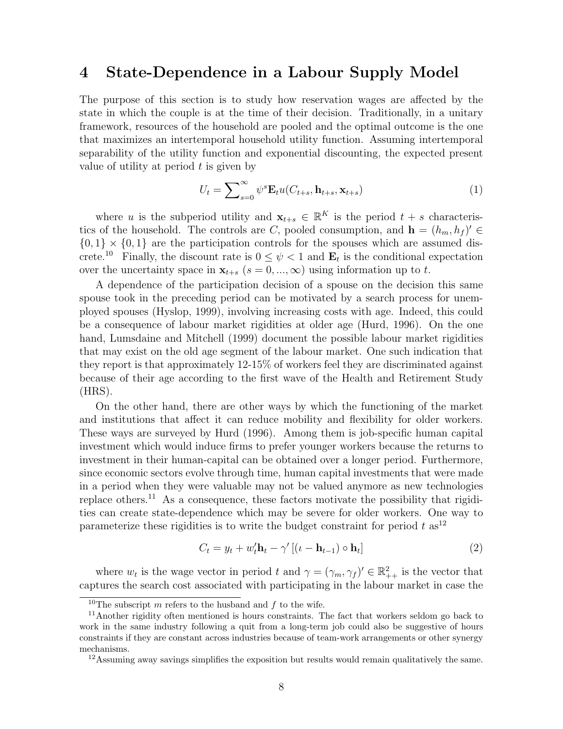# 4 State-Dependence in a Labour Supply Model

The purpose of this section is to study how reservation wages are affected by the state in which the couple is at the time of their decision. Traditionally, in a unitary framework, resources of the household are pooled and the optimal outcome is the one that maximizes an intertemporal household utility function. Assuming intertemporal separability of the utility function and exponential discounting, the expected present value of utility at period $t$ is given by

$$U_t = \sum\nolimits_{s=0}^{\infty} \psi^s \mathbf{E}_t u(C_{t+s}, \mathbf{h}_{t+s}, \mathbf{x}_{t+s}) \tag{1}$$

where $u$ is the subperiod utility and $\mathbf{x}_{t+s} \in \mathbb{R}^K$ is the period $t+s$ characteristics of the household. The controls are $C$, pooled consumption, and $\mathbf{h} = (h_m, h_f)' \in \{0,1\} \times \{0,1\}$ are the participation controls for the spouses which are assumed discrete.[10] Finally, the discount rate is $0 \leq \psi < 1$ and $\mathbf{E}_t$ is the conditional expectation over the uncertainty space in $\mathbf{x}_{t+s}$ $(s = 0, ..., \infty)$ using information up to $t$.

A dependence of the participation decision of a spouse on the decision this same spouse took in the preceding period can be motivated by a search process for unemployed spouses (Hyslop, 1999), involving increasing costs with age. Indeed, this could be a consequence of labour market rigidities at older age (Hurd, 1996). On the one hand, Lumsdaine and Mitchell (1999) document the possible labour market rigidities that may exist on the old age segment of the labour market. One such indication that they report is that approximately 12-15% of workers feel they are discriminated against because of their age according to the first wave of the Health and Retirement Study (HRS).

On the other hand, there are other ways by which the functioning of the market and institutions that affect it can reduce mobility and flexibility for older workers. These ways are surveyed by Hurd (1996). Among them is job-specific human capital investment which would induce firms to prefer younger workers because the returns to investment in their human-capital can be obtained over a longer period. Furthermore, since economic sectors evolve through time, human capital investments that were made in a period when they were valuable may not be valued anymore as new technologies replace others.[11] As a consequence, these factors motivate the possibility that rigidities can create state-dependence which may be severe for older workers. One way to parameterize these rigidities is to write the budget constraint for period $t$ as[12]

$$C_t = y_t + w_t' \mathbf{h}_t - \gamma' \left[ (\iota - \mathbf{h}_{t-1}) \circ \mathbf{h}_t \right] \tag{2}$$

where $w_t$ is the wage vector in period $t$ and $\gamma = (\gamma_m, \gamma_f)' \in \mathbb{R}^2_{++}$ is the vector that captures the search cost associated with participating in the labour market in case the

---

[10] The subscript $m$ refers to the husband and $f$ to the wife.

[11] Another rigidity often mentioned is hours constraints. The fact that workers seldom go back to work in the same industry following a quit from a long-term job could also be suggestive of hours constraints if they are constant across industries because of team-work arrangements or other synergy mechanisms.

[12] Assuming away savings simplifies the exposition but results would remain qualitatively the same.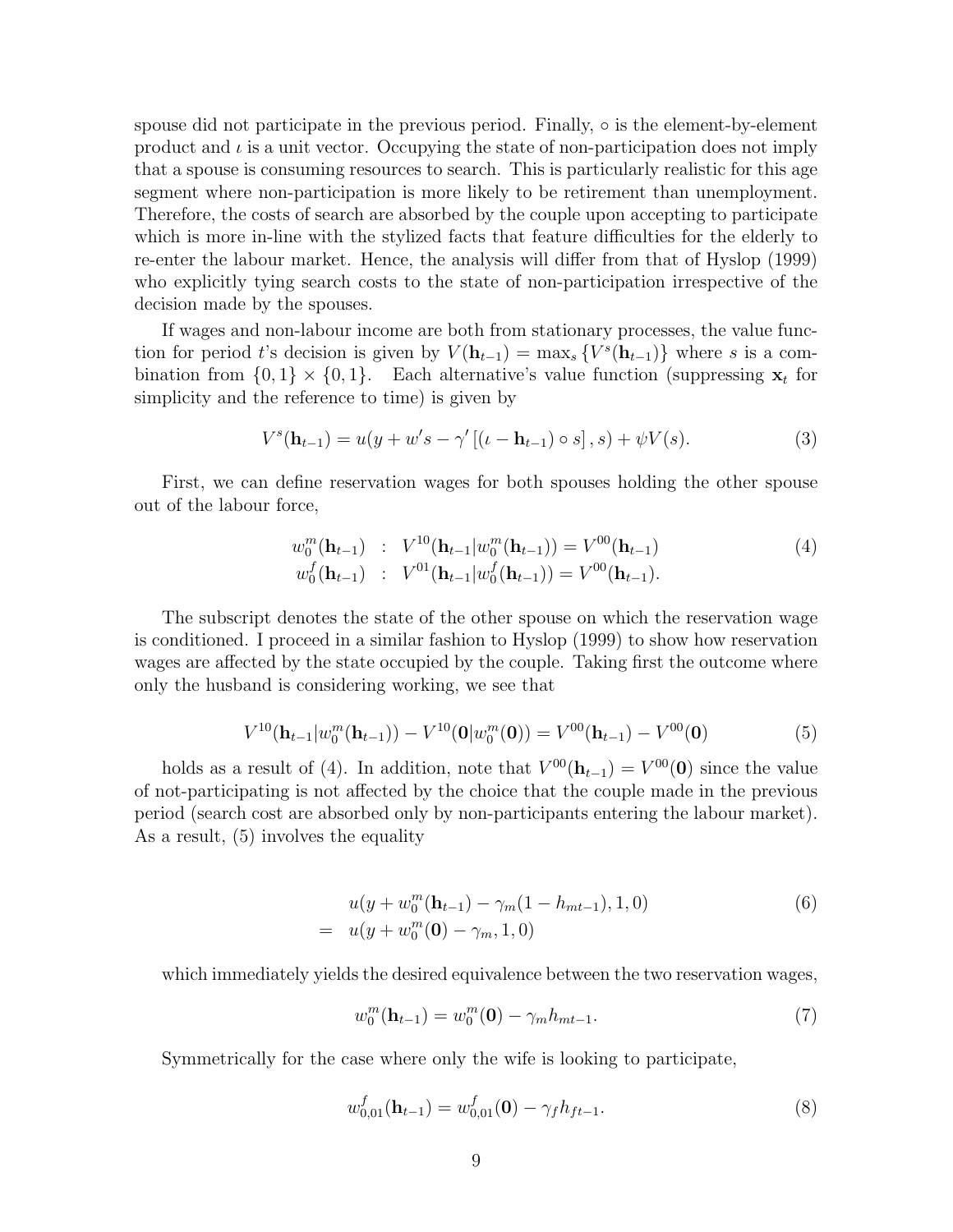spouse did not participate in the previous period. Finally, $\circ$ is the element-by-element product and $\iota$ is a unit vector. Occupying the state of non-participation does not imply that a spouse is consuming resources to search. This is particularly realistic for this age segment where non-participation is more likely to be retirement than unemployment. Therefore, the costs of search are absorbed by the couple upon accepting to participate which is more in-line with the stylized facts that feature difficulties for the elderly to re-enter the labour market. Hence, the analysis will differ from that of Hyslop (1999) who explicitly tying search costs to the state of non-participation irrespective of the decision made by the spouses.

If wages and non-labour income are both from stationary processes, the value function for period $t$'s decision is given by $V(\mathbf{h}_{t-1}) = \max_s \{V^s(\mathbf{h}_{t-1})\}$ where $s$ is a combination from $\{0,1\} \times \{0,1\}$. Each alternative's value function (suppressing $\mathbf{x}_t$ for simplicity and the reference to time) is given by

$$V^s(\mathbf{h}_{t-1}) = u(y + w's - \gamma' [(\iota - \mathbf{h}_{t-1}) \circ s], s) + \psi V(s). \tag{3}$$

First, we can define reservation wages for both spouses holding the other spouse out of the labour force,

$$\begin{aligned} w_0^m(\mathbf{h}_{t-1}) &: V^{10}(\mathbf{h}_{t-1}|w_0^m(\mathbf{h}_{t-1})) = V^{00}(\mathbf{h}_{t-1}) \\ w_0^f(\mathbf{h}_{t-1}) &: V^{01}(\mathbf{h}_{t-1}|w_0^f(\mathbf{h}_{t-1})) = V^{00}(\mathbf{h}_{t-1}). \end{aligned} \tag{4}$$

The subscript denotes the state of the other spouse on which the reservation wage is conditioned. I proceed in a similar fashion to Hyslop (1999) to show how reservation wages are affected by the state occupied by the couple. Taking first the outcome where only the husband is considering working, we see that

$$V^{10}(\mathbf{h}_{t-1}|w_0^m(\mathbf{h}_{t-1})) - V^{10}(\mathbf{0}|w_0^m(\mathbf{0})) = V^{00}(\mathbf{h}_{t-1}) - V^{00}(\mathbf{0}) \tag{5}$$

holds as a result of (4). In addition, note that $V^{00}(\mathbf{h}_{t-1}) = V^{00}(\mathbf{0})$ since the value of not-participating is not affected by the choice that the couple made in the previous period (search cost are absorbed only by non-participants entering the labour market). As a result, (5) involves the equality

$$\begin{aligned} & u(y + w_0^m(\mathbf{h}_{t-1}) - \gamma_m(1 - h_{mt-1}), 1, 0) \\ = \; & u(y + w_0^m(\mathbf{0}) - \gamma_m, 1, 0) \end{aligned} \tag{6}$$

which immediately yields the desired equivalence between the two reservation wages,

$$w_0^m(\mathbf{h}_{t-1}) = w_0^m(\mathbf{0}) - \gamma_m h_{mt-1}. \tag{7}$$

Symmetrically for the case where only the wife is looking to participate,

$$w_{0,01}^f(\mathbf{h}_{t-1}) = w_{0,01}^f(\mathbf{0}) - \gamma_f h_{ft-1}. \tag{8}$$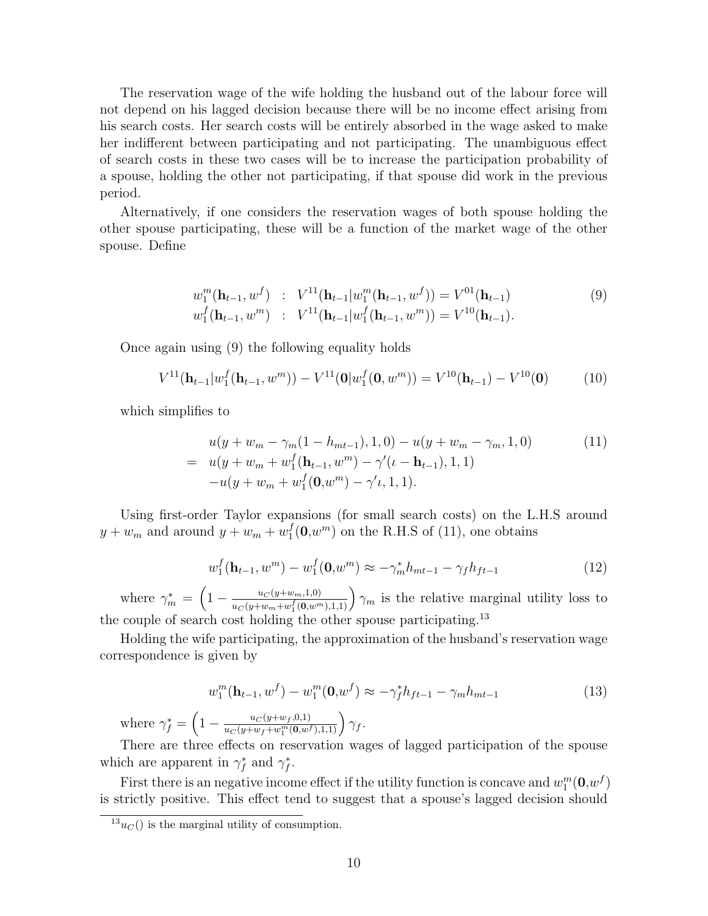The reservation wage of the wife holding the husband out of the labour force will not depend on his lagged decision because there will be no income effect arising from his search costs. Her search costs will be entirely absorbed in the wage asked to make her indifferent between participating and not participating. The unambiguous effect of search costs in these two cases will be to increase the participation probability of a spouse, holding the other not participating, if that spouse did work in the previous period.

Alternatively, if one considers the reservation wages of both spouse holding the other spouse participating, these will be a function of the market wage of the other spouse. Define

$$
\begin{aligned}
w_1^m(\mathbf{h}_{t-1}, w^f) &: \; V^{11}(\mathbf{h}_{t-1}|w_1^m(\mathbf{h}_{t-1}, w^f)) = V^{01}(\mathbf{h}_{t-1}) \\
w_1^f(\mathbf{h}_{t-1}, w^m) &: \; V^{11}(\mathbf{h}_{t-1}|w_1^f(\mathbf{h}_{t-1}, w^m)) = V^{10}(\mathbf{h}_{t-1}).
\end{aligned} \tag{9}
$$

Once again using (9) the following equality holds

$$
V^{11}(\mathbf{h}_{t-1}|w_1^f(\mathbf{h}_{t-1}, w^m)) - V^{11}(\mathbf{0}|w_1^f(\mathbf{0}, w^m)) = V^{10}(\mathbf{h}_{t-1}) - V^{10}(\mathbf{0}) \tag{10}
$$

which simplifies to

$$
\begin{aligned}
& u(y + w_m - \gamma_m(1 - h_{mt-1}), 1, 0) - u(y + w_m - \gamma_m, 1, 0) \\
= \; & u(y + w_m + w_1^f(\mathbf{h}_{t-1}, w^m) - \gamma'(\iota - \mathbf{h}_{t-1}), 1, 1) \\
& - u(y + w_m + w_1^f(\mathbf{0}, w^m) - \gamma'\iota, 1, 1).
\end{aligned} \tag{11}
$$

Using first-order Taylor expansions (for small search costs) on the L.H.S around $y + w_m$ and around $y + w_m + w_1^f(\mathbf{0}, w^m)$ on the R.H.S of (11), one obtains

$$
w_1^f(\mathbf{h}_{t-1}, w^m) - w_1^f(\mathbf{0}, w^m) \approx -\gamma_m^* h_{mt-1} - \gamma_f h_{ft-1} \tag{12}
$$

where $\gamma_m^* = \left(1 - \frac{u_C(y+w_m,1,0)}{u_C(y+w_m+w_1^f(\mathbf{0},w^m),1,1)}\right)\gamma_m$ is the relative marginal utility loss to the couple of search cost holding the other spouse participating.[13]

Holding the wife participating, the approximation of the husband's reservation wage correspondence is given by

$$
w_1^m(\mathbf{h}_{t-1}, w^f) - w_1^m(\mathbf{0}, w^f) \approx -\gamma_f^* h_{ft-1} - \gamma_m h_{mt-1} \tag{13}
$$

where $\gamma_f^* = \left(1 - \frac{u_C(y+w_f,0,1)}{u_C(y+w_f+w_1^m(\mathbf{0},w^f),1,1)}\right)\gamma_f$.

There are three effects on reservation wages of lagged participation of the spouse which are apparent in $\gamma_f^*$ and $\gamma_f^*$.

First there is an negative income effect if the utility function is concave and $w_1^m(\mathbf{0}, w^f)$ is strictly positive. This effect tend to suggest that a spouse's lagged decision should

[13] $u_C()$ is the marginal utility of consumption.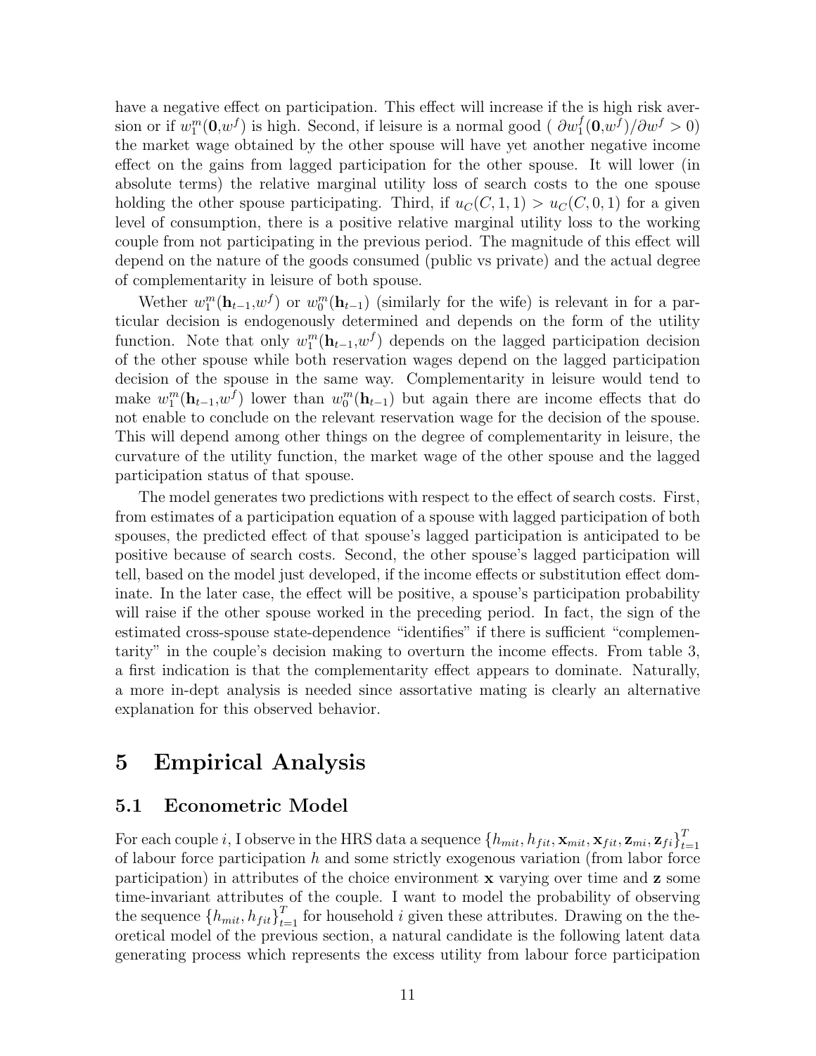have a negative effect on participation. This effect will increase if the is high risk aversion or if $w_1^m(\mathbf{0}, w^f)$ is high. Second, if leisure is a normal good ( $\partial w_1^f(\mathbf{0}, w^f)/\partial w^f > 0$) the market wage obtained by the other spouse will have yet another negative income effect on the gains from lagged participation for the other spouse. It will lower (in absolute terms) the relative marginal utility loss of search costs to the one spouse holding the other spouse participating. Third, if $u_C(C, 1, 1) > u_C(C, 0, 1)$ for a given level of consumption, there is a positive relative marginal utility loss to the working couple from not participating in the previous period. The magnitude of this effect will depend on the nature of the goods consumed (public vs private) and the actual degree of complementarity in leisure of both spouse.

Wether $w_1^m(\mathbf{h}_{t-1}, w^f)$ or $w_0^m(\mathbf{h}_{t-1})$ (similarly for the wife) is relevant in for a particular decision is endogenously determined and depends on the form of the utility function. Note that only $w_1^m(\mathbf{h}_{t-1}, w^f)$ depends on the lagged participation decision of the other spouse while both reservation wages depend on the lagged participation decision of the spouse in the same way. Complementarity in leisure would tend to make $w_1^m(\mathbf{h}_{t-1}, w^f)$ lower than $w_0^m(\mathbf{h}_{t-1})$ but again there are income effects that do not enable to conclude on the relevant reservation wage for the decision of the spouse. This will depend among other things on the degree of complementarity in leisure, the curvature of the utility function, the market wage of the other spouse and the lagged participation status of that spouse.

The model generates two predictions with respect to the effect of search costs. First, from estimates of a participation equation of a spouse with lagged participation of both spouses, the predicted effect of that spouse's lagged participation is anticipated to be positive because of search costs. Second, the other spouse's lagged participation will tell, based on the model just developed, if the income effects or substitution effect dominate. In the later case, the effect will be positive, a spouse's participation probability will raise if the other spouse worked in the preceding period. In fact, the sign of the estimated cross-spouse state-dependence "identifies" if there is sufficient "complementarity" in the couple's decision making to overturn the income effects. From table 3, a first indication is that the complementarity effect appears to dominate. Naturally, a more in-dept analysis is needed since assortative mating is clearly an alternative explanation for this observed behavior.

# 5 Empirical Analysis

## 5.1 Econometric Model

For each couple $i$, I observe in the HRS data a sequence $\{h_{mit}, h_{fit}, \mathbf{x}_{mit}, \mathbf{x}_{fit}, \mathbf{z}_{mi}, \mathbf{z}_{fi}\}_{t=1}^T$ of labour force participation $h$ and some strictly exogenous variation (from labor force participation) in attributes of the choice environment $\mathbf{x}$ varying over time and $\mathbf{z}$ some time-invariant attributes of the couple. I want to model the probability of observing the sequence $\{h_{mit}, h_{fit}\}_{t=1}^T$ for household $i$ given these attributes. Drawing on the theoretical model of the previous section, a natural candidate is the following latent data generating process which represents the excess utility from labour force participation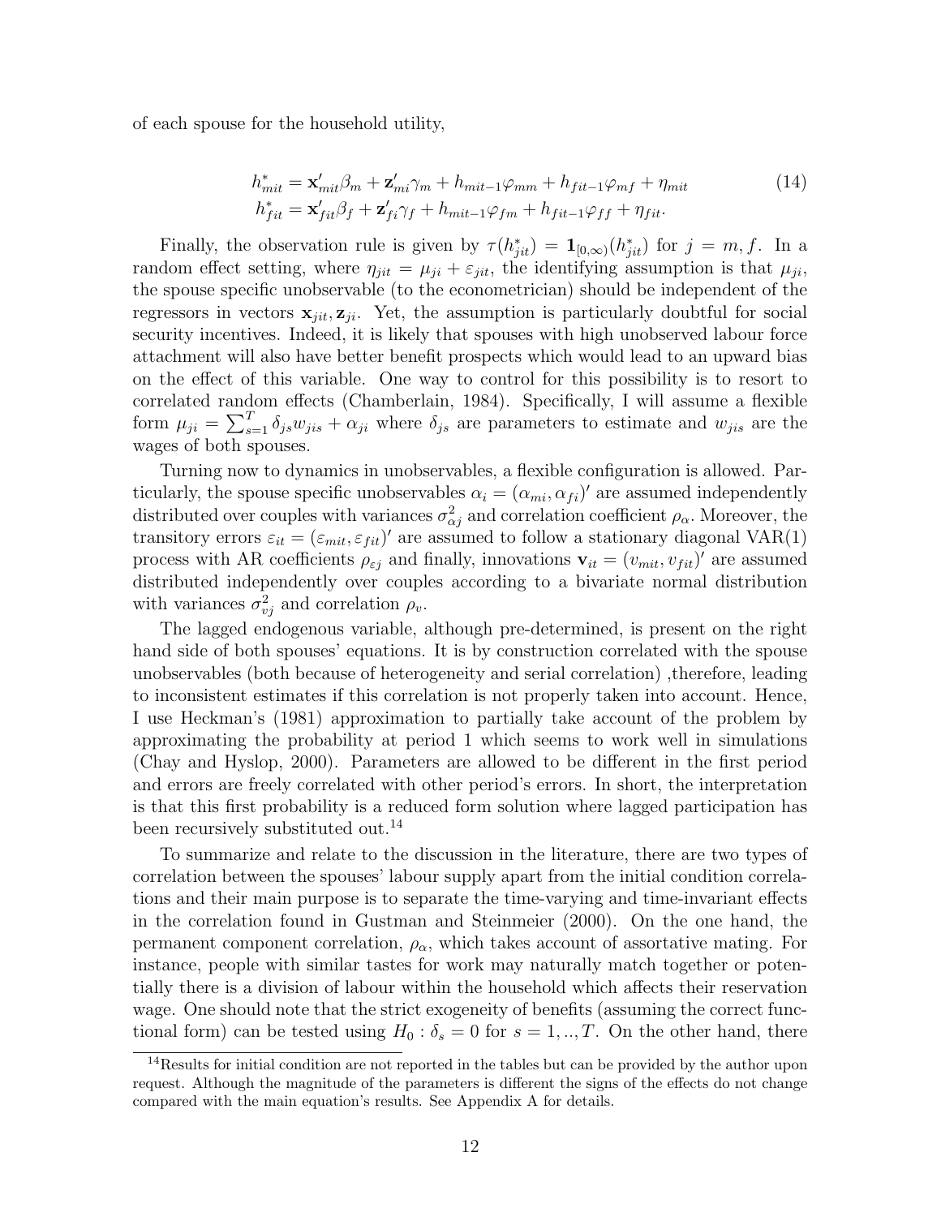of each spouse for the household utility,

$$
\begin{aligned}
h^*_{mit} &= \mathbf{x}'_{mit}\beta_m + \mathbf{z}'_{mi}\gamma_m + h_{mit-1}\varphi_{mm} + h_{fit-1}\varphi_{mf} + \eta_{mit} \\
h^*_{fit} &= \mathbf{x}'_{fit}\beta_f + \mathbf{z}'_{fi}\gamma_f + h_{mit-1}\varphi_{fm} + h_{fit-1}\varphi_{ff} + \eta_{fit}.
\end{aligned} \tag{14}
$$

Finally, the observation rule is given by $\tau(h^*_{jit}) = \mathbf{1}_{[0,\infty)}(h^*_{jit})$ for $j = m, f$. In a random effect setting, where $\eta_{jit} = \mu_{ji} + \varepsilon_{jit}$, the identifying assumption is that $\mu_{ji}$, the spouse specific unobservable (to the econometrician) should be independent of the regressors in vectors $\mathbf{x}_{jit}, \mathbf{z}_{ji}$. Yet, the assumption is particularly doubtful for social security incentives. Indeed, it is likely that spouses with high unobserved labour force attachment will also have better benefit prospects which would lead to an upward bias on the effect of this variable. One way to control for this possibility is to resort to correlated random effects (Chamberlain, 1984). Specifically, I will assume a flexible form $\mu_{ji} = \sum_{s=1}^{T} \delta_{js} w_{jis} + \alpha_{ji}$ where $\delta_{js}$ are parameters to estimate and $w_{jis}$ are the wages of both spouses.

Turning now to dynamics in unobservables, a flexible configuration is allowed. Particularly, the spouse specific unobservables $\alpha_i = (\alpha_{mi}, \alpha_{fi})'$ are assumed independently distributed over couples with variances $\sigma^2_{\alpha j}$ and correlation coefficient $\rho_\alpha$. Moreover, the transitory errors $\varepsilon_{it} = (\varepsilon_{mit}, \varepsilon_{fit})'$ are assumed to follow a stationary diagonal VAR(1) process with AR coefficients $\rho_{\varepsilon j}$ and finally, innovations $\mathbf{v}_{it} = (v_{mit}, v_{fit})'$ are assumed distributed independently over couples according to a bivariate normal distribution with variances $\sigma^2_{vj}$ and correlation $\rho_v$.

The lagged endogenous variable, although pre-determined, is present on the right hand side of both spouses' equations. It is by construction correlated with the spouse unobservables (both because of heterogeneity and serial correlation) ,therefore, leading to inconsistent estimates if this correlation is not properly taken into account. Hence, I use Heckman's (1981) approximation to partially take account of the problem by approximating the probability at period 1 which seems to work well in simulations (Chay and Hyslop, 2000). Parameters are allowed to be different in the first period and errors are freely correlated with other period's errors. In short, the interpretation is that this first probability is a reduced form solution where lagged participation has been recursively substituted out.[14]

To summarize and relate to the discussion in the literature, there are two types of correlation between the spouses' labour supply apart from the initial condition correlations and their main purpose is to separate the time-varying and time-invariant effects in the correlation found in Gustman and Steinmeier (2000). On the one hand, the permanent component correlation, $\rho_\alpha$, which takes account of assortative mating. For instance, people with similar tastes for work may naturally match together or potentially there is a division of labour within the household which affects their reservation wage. One should note that the strict exogeneity of benefits (assuming the correct functional form) can be tested using $H_0 : \delta_s = 0$ for $s = 1, .., T$. On the other hand, there

[14] Results for initial condition are not reported in the tables but can be provided by the author upon request. Although the magnitude of the parameters is different the signs of the effects do not change compared with the main equation's results. See Appendix A for details.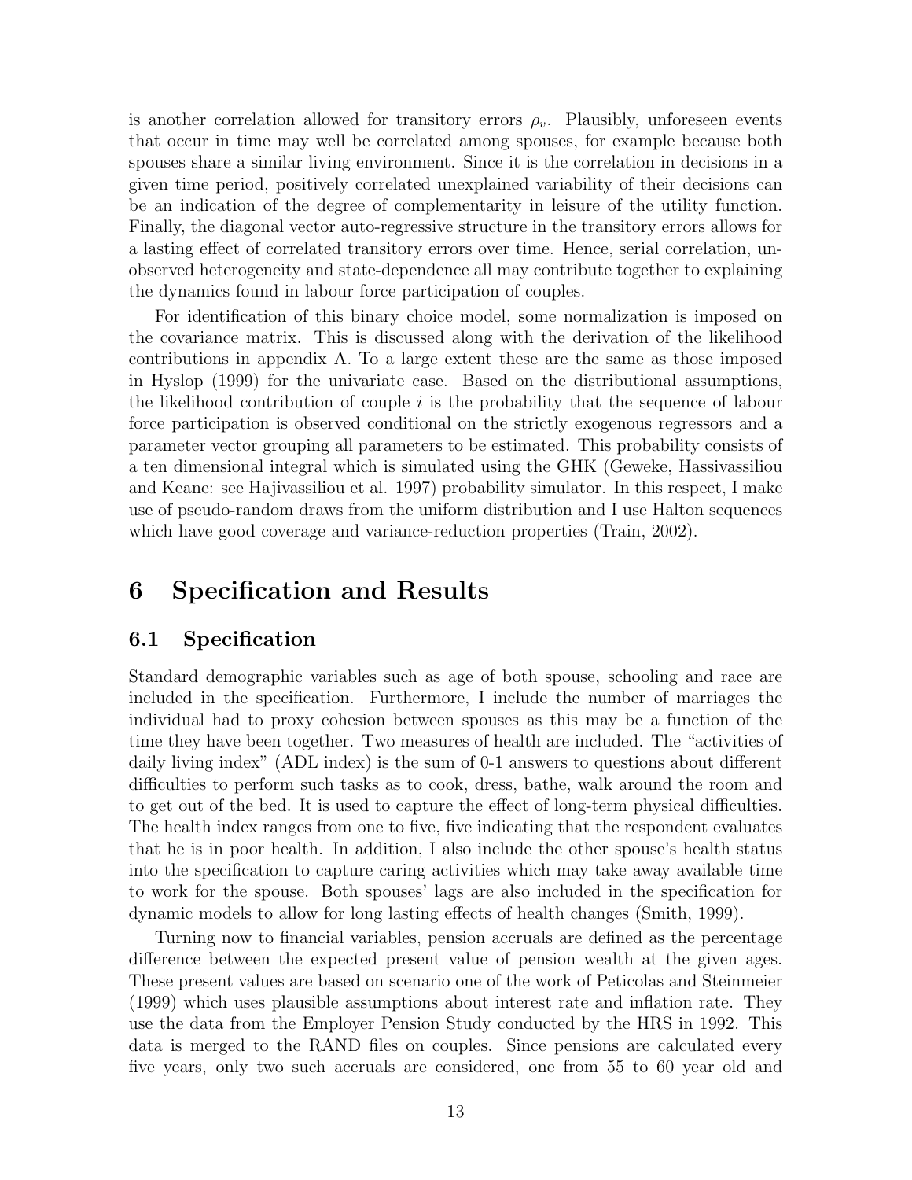is another correlation allowed for transitory errors $\rho_v$. Plausibly, unforeseen events that occur in time may well be correlated among spouses, for example because both spouses share a similar living environment. Since it is the correlation in decisions in a given time period, positively correlated unexplained variability of their decisions can be an indication of the degree of complementarity in leisure of the utility function. Finally, the diagonal vector auto-regressive structure in the transitory errors allows for a lasting effect of correlated transitory errors over time. Hence, serial correlation, unobserved heterogeneity and state-dependence all may contribute together to explaining the dynamics found in labour force participation of couples.

For identification of this binary choice model, some normalization is imposed on the covariance matrix. This is discussed along with the derivation of the likelihood contributions in appendix A. To a large extent these are the same as those imposed in Hyslop (1999) for the univariate case. Based on the distributional assumptions, the likelihood contribution of couple $i$ is the probability that the sequence of labour force participation is observed conditional on the strictly exogenous regressors and a parameter vector grouping all parameters to be estimated. This probability consists of a ten dimensional integral which is simulated using the GHK (Geweke, Hassivassiliou and Keane: see Hajivassiliou et al. 1997) probability simulator. In this respect, I make use of pseudo-random draws from the uniform distribution and I use Halton sequences which have good coverage and variance-reduction properties (Train, 2002).

# 6 Specification and Results

## 6.1 Specification

Standard demographic variables such as age of both spouse, schooling and race are included in the specification. Furthermore, I include the number of marriages the individual had to proxy cohesion between spouses as this may be a function of the time they have been together. Two measures of health are included. The "activities of daily living index" (ADL index) is the sum of 0-1 answers to questions about different difficulties to perform such tasks as to cook, dress, bathe, walk around the room and to get out of the bed. It is used to capture the effect of long-term physical difficulties. The health index ranges from one to five, five indicating that the respondent evaluates that he is in poor health. In addition, I also include the other spouse's health status into the specification to capture caring activities which may take away available time to work for the spouse. Both spouses' lags are also included in the specification for dynamic models to allow for long lasting effects of health changes (Smith, 1999).

Turning now to financial variables, pension accruals are defined as the percentage difference between the expected present value of pension wealth at the given ages. These present values are based on scenario one of the work of Peticolas and Steinmeier (1999) which uses plausible assumptions about interest rate and inflation rate. They use the data from the Employer Pension Study conducted by the HRS in 1992. This data is merged to the RAND files on couples. Since pensions are calculated every five years, only two such accruals are considered, one from 55 to 60 year old and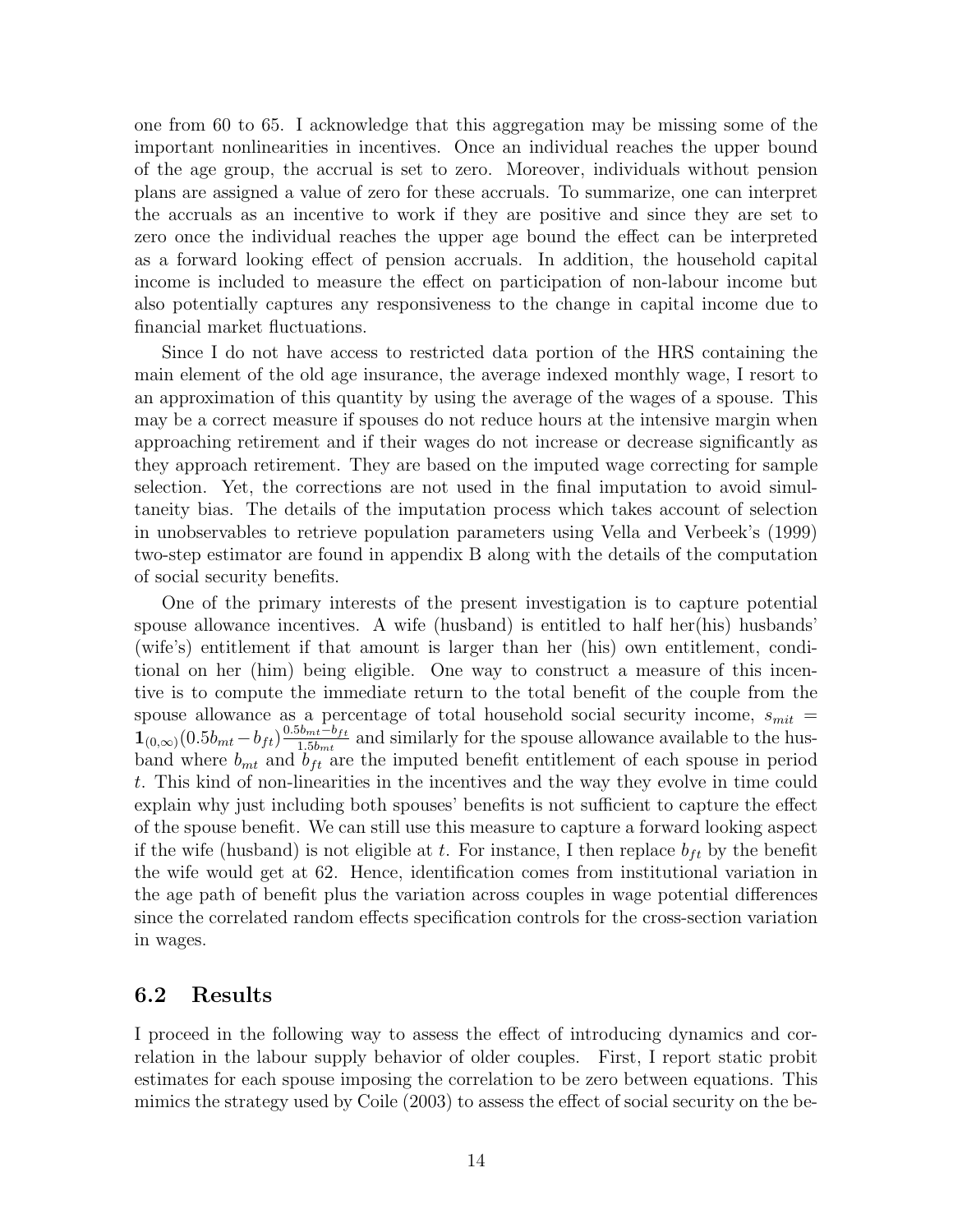one from 60 to 65. I acknowledge that this aggregation may be missing some of the important nonlinearities in incentives. Once an individual reaches the upper bound of the age group, the accrual is set to zero. Moreover, individuals without pension plans are assigned a value of zero for these accruals. To summarize, one can interpret the accruals as an incentive to work if they are positive and since they are set to zero once the individual reaches the upper age bound the effect can be interpreted as a forward looking effect of pension accruals. In addition, the household capital income is included to measure the effect on participation of non-labour income but also potentially captures any responsiveness to the change in capital income due to financial market fluctuations.

Since I do not have access to restricted data portion of the HRS containing the main element of the old age insurance, the average indexed monthly wage, I resort to an approximation of this quantity by using the average of the wages of a spouse. This may be a correct measure if spouses do not reduce hours at the intensive margin when approaching retirement and if their wages do not increase or decrease significantly as they approach retirement. They are based on the imputed wage correcting for sample selection. Yet, the corrections are not used in the final imputation to avoid simultaneity bias. The details of the imputation process which takes account of selection in unobservables to retrieve population parameters using Vella and Verbeek's (1999) two-step estimator are found in appendix B along with the details of the computation of social security benefits.

One of the primary interests of the present investigation is to capture potential spouse allowance incentives. A wife (husband) is entitled to half her(his) husbands' (wife's) entitlement if that amount is larger than her (his) own entitlement, conditional on her (him) being eligible. One way to construct a measure of this incentive is to compute the immediate return to the total benefit of the couple from the spouse allowance as a percentage of total household social security income, $s_{mit} = \mathbf{1}_{(0,\infty)}(0.5b_{mt} - b_{ft})\frac{0.5b_{mt}-b_{ft}}{1.5b_{mt}}$ and similarly for the spouse allowance available to the husband where $b_{mt}$ and $b_{ft}$ are the imputed benefit entitlement of each spouse in period $t$. This kind of non-linearities in the incentives and the way they evolve in time could explain why just including both spouses' benefits is not sufficient to capture the effect of the spouse benefit. We can still use this measure to capture a forward looking aspect if the wife (husband) is not eligible at $t$. For instance, I then replace $b_{ft}$ by the benefit the wife would get at 62. Hence, identification comes from institutional variation in the age path of benefit plus the variation across couples in wage potential differences since the correlated random effects specification controls for the cross-section variation in wages.

## 6.2 Results

I proceed in the following way to assess the effect of introducing dynamics and correlation in the labour supply behavior of older couples. First, I report static probit estimates for each spouse imposing the correlation to be zero between equations. This mimics the strategy used by Coile (2003) to assess the effect of social security on the be-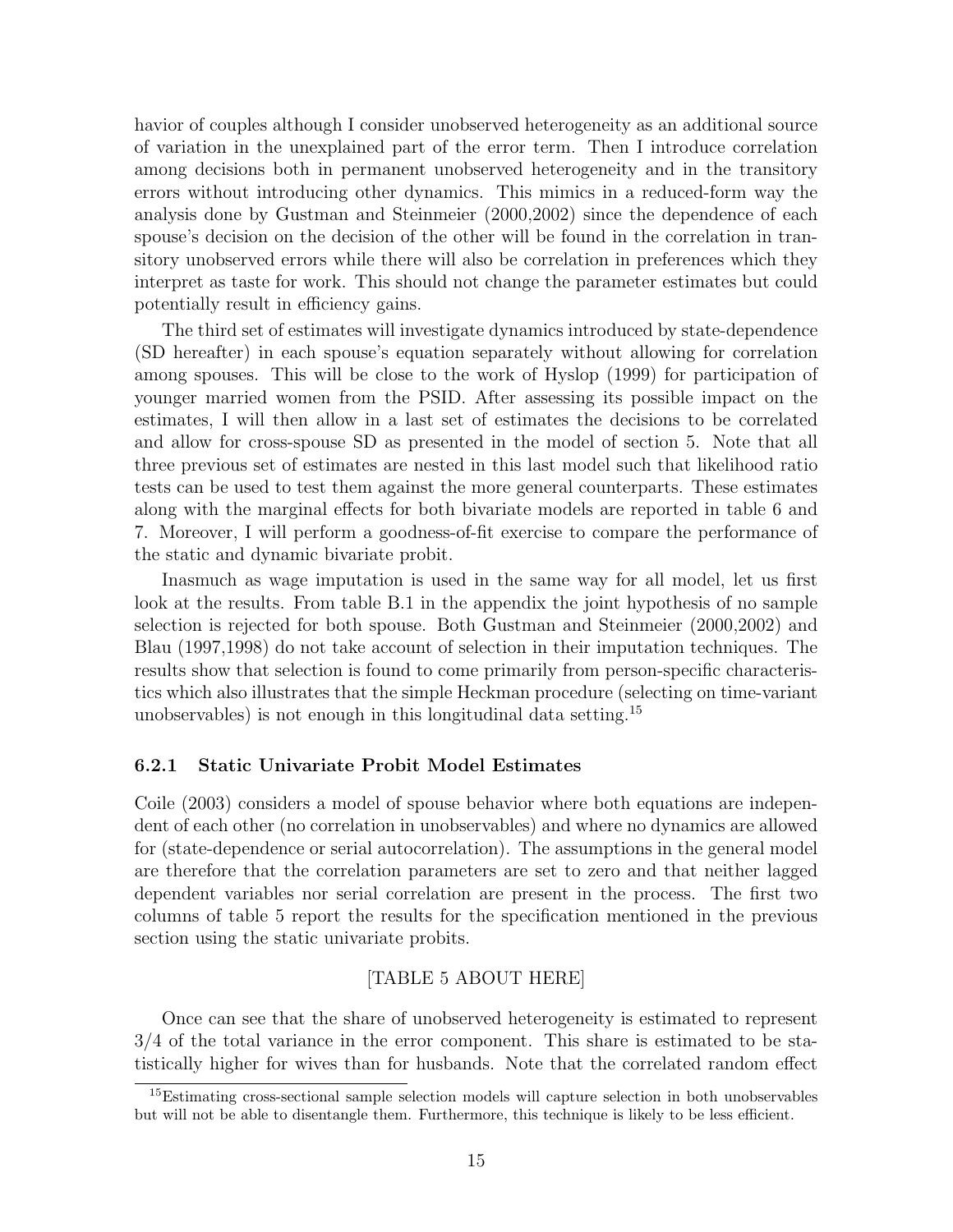havior of couples although I consider unobserved heterogeneity as an additional source of variation in the unexplained part of the error term. Then I introduce correlation among decisions both in permanent unobserved heterogeneity and in the transitory errors without introducing other dynamics. This mimics in a reduced-form way the analysis done by Gustman and Steinmeier (2000,2002) since the dependence of each spouse's decision on the decision of the other will be found in the correlation in transitory unobserved errors while there will also be correlation in preferences which they interpret as taste for work. This should not change the parameter estimates but could potentially result in efficiency gains.

The third set of estimates will investigate dynamics introduced by state-dependence (SD hereafter) in each spouse's equation separately without allowing for correlation among spouses. This will be close to the work of Hyslop (1999) for participation of younger married women from the PSID. After assessing its possible impact on the estimates, I will then allow in a last set of estimates the decisions to be correlated and allow for cross-spouse SD as presented in the model of section 5. Note that all three previous set of estimates are nested in this last model such that likelihood ratio tests can be used to test them against the more general counterparts. These estimates along with the marginal effects for both bivariate models are reported in table 6 and 7. Moreover, I will perform a goodness-of-fit exercise to compare the performance of the static and dynamic bivariate probit.

Inasmuch as wage imputation is used in the same way for all model, let us first look at the results. From table B.1 in the appendix the joint hypothesis of no sample selection is rejected for both spouse. Both Gustman and Steinmeier (2000,2002) and Blau (1997,1998) do not take account of selection in their imputation techniques. The results show that selection is found to come primarily from person-specific characteristics which also illustrates that the simple Heckman procedure (selecting on time-variant unobservables) is not enough in this longitudinal data setting.[15]

### 6.2.1 Static Univariate Probit Model Estimates

Coile (2003) considers a model of spouse behavior where both equations are independent of each other (no correlation in unobservables) and where no dynamics are allowed for (state-dependence or serial autocorrelation). The assumptions in the general model are therefore that the correlation parameters are set to zero and that neither lagged dependent variables nor serial correlation are present in the process. The first two columns of table 5 report the results for the specification mentioned in the previous section using the static univariate probits.

[TABLE 5 ABOUT HERE]

Once can see that the share of unobserved heterogeneity is estimated to represent 3/4 of the total variance in the error component. This share is estimated to be statistically higher for wives than for husbands. Note that the correlated random effect

[15] Estimating cross-sectional sample selection models will capture selection in both unobservables but will not be able to disentangle them. Furthermore, this technique is likely to be less efficient.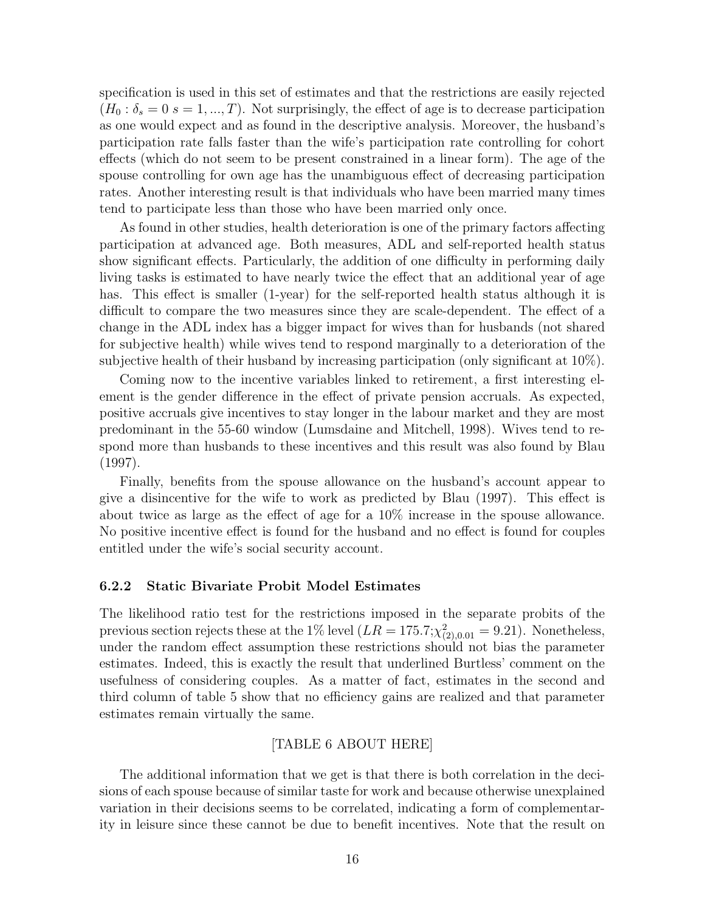specification is used in this set of estimates and that the restrictions are easily rejected ($H_0 : \delta_s = 0 \; s = 1, ..., T$). Not surprisingly, the effect of age is to decrease participation as one would expect and as found in the descriptive analysis. Moreover, the husband's participation rate falls faster than the wife's participation rate controlling for cohort effects (which do not seem to be present constrained in a linear form). The age of the spouse controlling for own age has the unambiguous effect of decreasing participation rates. Another interesting result is that individuals who have been married many times tend to participate less than those who have been married only once.

As found in other studies, health deterioration is one of the primary factors affecting participation at advanced age. Both measures, ADL and self-reported health status show significant effects. Particularly, the addition of one difficulty in performing daily living tasks is estimated to have nearly twice the effect that an additional year of age has. This effect is smaller (1-year) for the self-reported health status although it is difficult to compare the two measures since they are scale-dependent. The effect of a change in the ADL index has a bigger impact for wives than for husbands (not shared for subjective health) while wives tend to respond marginally to a deterioration of the subjective health of their husband by increasing participation (only significant at 10%).

Coming now to the incentive variables linked to retirement, a first interesting element is the gender difference in the effect of private pension accruals. As expected, positive accruals give incentives to stay longer in the labour market and they are most predominant in the 55-60 window (Lumsdaine and Mitchell, 1998). Wives tend to respond more than husbands to these incentives and this result was also found by Blau (1997).

Finally, benefits from the spouse allowance on the husband's account appear to give a disincentive for the wife to work as predicted by Blau (1997). This effect is about twice as large as the effect of age for a 10% increase in the spouse allowance. No positive incentive effect is found for the husband and no effect is found for couples entitled under the wife's social security account.

### 6.2.2 Static Bivariate Probit Model Estimates

The likelihood ratio test for the restrictions imposed in the separate probits of the previous section rejects these at the 1% level ($LR = 175.7; \chi^2_{(2),0.01} = 9.21$). Nonetheless, under the random effect assumption these restrictions should not bias the parameter estimates. Indeed, this is exactly the result that underlined Burtless' comment on the usefulness of considering couples. As a matter of fact, estimates in the second and third column of table 5 show that no efficiency gains are realized and that parameter estimates remain virtually the same.

[TABLE 6 ABOUT HERE]

The additional information that we get is that there is both correlation in the decisions of each spouse because of similar taste for work and because otherwise unexplained variation in their decisions seems to be correlated, indicating a form of complementarity in leisure since these cannot be due to benefit incentives. Note that the result on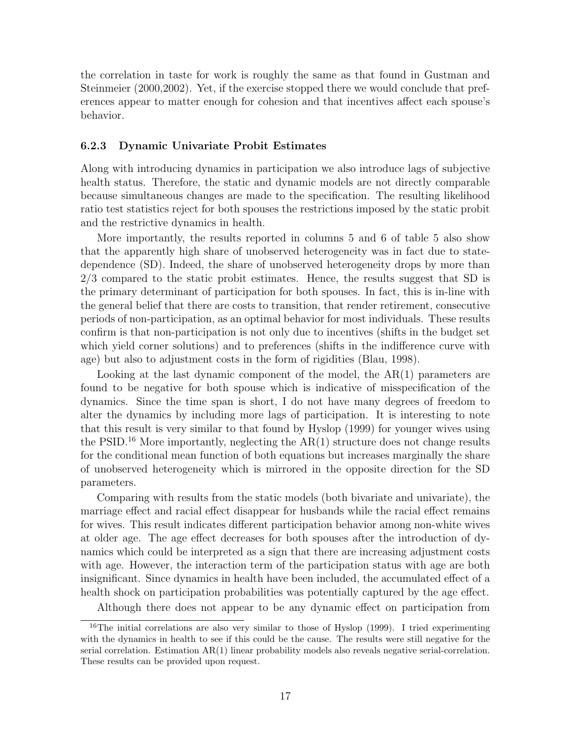the correlation in taste for work is roughly the same as that found in Gustman and Steinmeier (2000,2002). Yet, if the exercise stopped there we would conclude that preferences appear to matter enough for cohesion and that incentives affect each spouse's behavior.

### 6.2.3 Dynamic Univariate Probit Estimates

Along with introducing dynamics in participation we also introduce lags of subjective health status. Therefore, the static and dynamic models are not directly comparable because simultaneous changes are made to the specification. The resulting likelihood ratio test statistics reject for both spouses the restrictions imposed by the static probit and the restrictive dynamics in health.

More importantly, the results reported in columns 5 and 6 of table 5 also show that the apparently high share of unobserved heterogeneity was in fact due to state-dependence (SD). Indeed, the share of unobserved heterogeneity drops by more than 2/3 compared to the static probit estimates. Hence, the results suggest that SD is the primary determinant of participation for both spouses. In fact, this is in-line with the general belief that there are costs to transition, that render retirement, consecutive periods of non-participation, as an optimal behavior for most individuals. These results confirm is that non-participation is not only due to incentives (shifts in the budget set which yield corner solutions) and to preferences (shifts in the indifference curve with age) but also to adjustment costs in the form of rigidities (Blau, 1998).

Looking at the last dynamic component of the model, the AR(1) parameters are found to be negative for both spouse which is indicative of misspecification of the dynamics. Since the time span is short, I do not have many degrees of freedom to alter the dynamics by including more lags of participation. It is interesting to note that this result is very similar to that found by Hyslop (1999) for younger wives using the PSID.[16] More importantly, neglecting the AR(1) structure does not change results for the conditional mean function of both equations but increases marginally the share of unobserved heterogeneity which is mirrored in the opposite direction for the SD parameters.

Comparing with results from the static models (both bivariate and univariate), the marriage effect and racial effect disappear for husbands while the racial effect remains for wives. This result indicates different participation behavior among non-white wives at older age. The age effect decreases for both spouses after the introduction of dynamics which could be interpreted as a sign that there are increasing adjustment costs with age. However, the interaction term of the participation status with age are both insignificant. Since dynamics in health have been included, the accumulated effect of a health shock on participation probabilities was potentially captured by the age effect.

Although there does not appear to be any dynamic effect on participation from

[16] The initial correlations are also very similar to those of Hyslop (1999). I tried experimenting with the dynamics in health to see if this could be the cause. The results were still negative for the serial correlation. Estimation AR(1) linear probability models also reveals negative serial-correlation. These results can be provided upon request.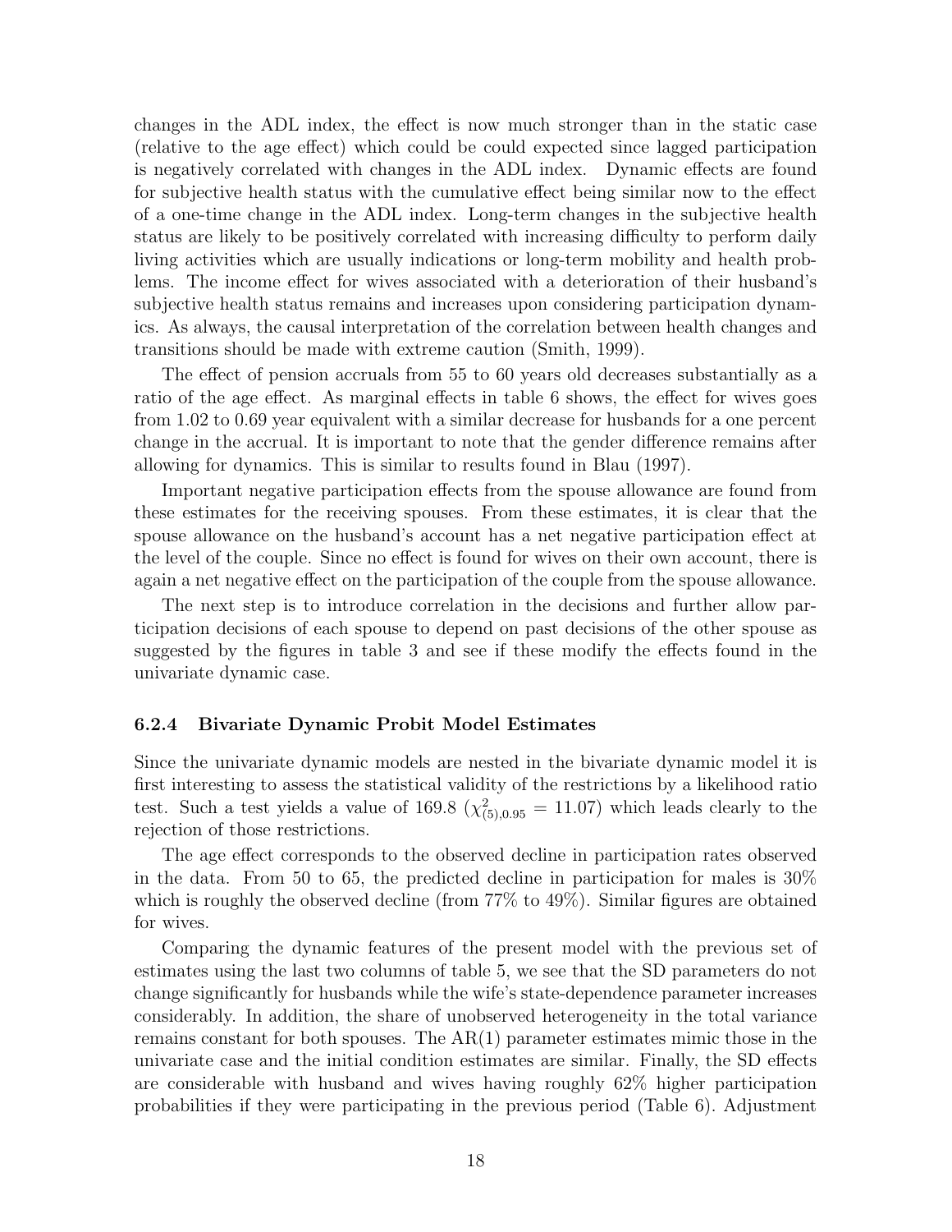changes in the ADL index, the effect is now much stronger than in the static case (relative to the age effect) which could be could expected since lagged participation is negatively correlated with changes in the ADL index. Dynamic effects are found for subjective health status with the cumulative effect being similar now to the effect of a one-time change in the ADL index. Long-term changes in the subjective health status are likely to be positively correlated with increasing difficulty to perform daily living activities which are usually indications or long-term mobility and health problems. The income effect for wives associated with a deterioration of their husband's subjective health status remains and increases upon considering participation dynamics. As always, the causal interpretation of the correlation between health changes and transitions should be made with extreme caution (Smith, 1999).

The effect of pension accruals from 55 to 60 years old decreases substantially as a ratio of the age effect. As marginal effects in table 6 shows, the effect for wives goes from 1.02 to 0.69 year equivalent with a similar decrease for husbands for a one percent change in the accrual. It is important to note that the gender difference remains after allowing for dynamics. This is similar to results found in Blau (1997).

Important negative participation effects from the spouse allowance are found from these estimates for the receiving spouses. From these estimates, it is clear that the spouse allowance on the husband's account has a net negative participation effect at the level of the couple. Since no effect is found for wives on their own account, there is again a net negative effect on the participation of the couple from the spouse allowance.

The next step is to introduce correlation in the decisions and further allow participation decisions of each spouse to depend on past decisions of the other spouse as suggested by the figures in table 3 and see if these modify the effects found in the univariate dynamic case.

### 6.2.4 Bivariate Dynamic Probit Model Estimates

Since the univariate dynamic models are nested in the bivariate dynamic model it is first interesting to assess the statistical validity of the restrictions by a likelihood ratio test. Such a test yields a value of 169.8 ($\chi^2_{(5),0.95} = 11.07$) which leads clearly to the rejection of those restrictions.

The age effect corresponds to the observed decline in participation rates observed in the data. From 50 to 65, the predicted decline in participation for males is 30% which is roughly the observed decline (from 77% to 49%). Similar figures are obtained for wives.

Comparing the dynamic features of the present model with the previous set of estimates using the last two columns of table 5, we see that the SD parameters do not change significantly for husbands while the wife's state-dependence parameter increases considerably. In addition, the share of unobserved heterogeneity in the total variance remains constant for both spouses. The AR(1) parameter estimates mimic those in the univariate case and the initial condition estimates are similar. Finally, the SD effects are considerable with husband and wives having roughly 62% higher participation probabilities if they were participating in the previous period (Table 6). Adjustment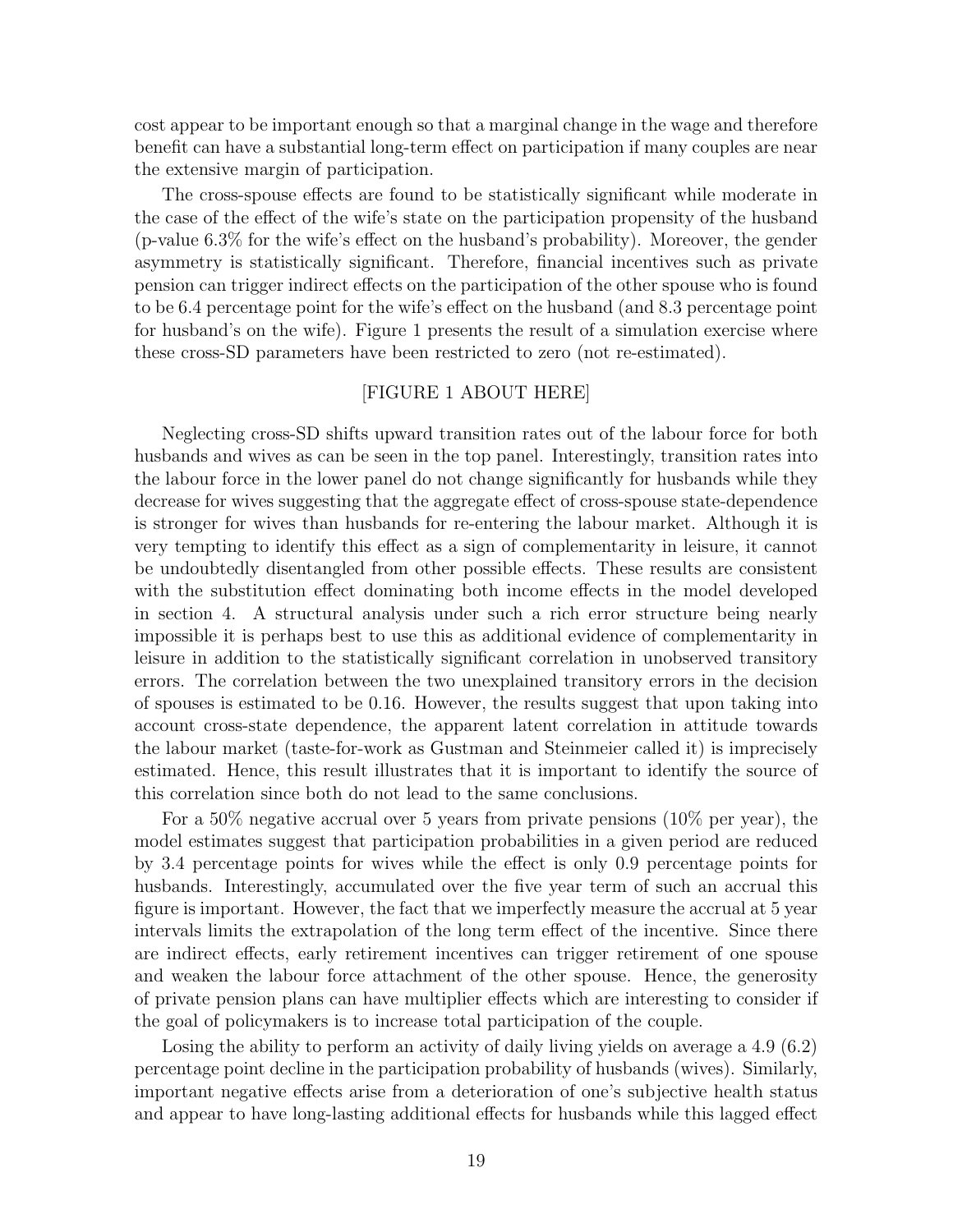cost appear to be important enough so that a marginal change in the wage and therefore benefit can have a substantial long-term effect on participation if many couples are near the extensive margin of participation.

The cross-spouse effects are found to be statistically significant while moderate in the case of the effect of the wife's state on the participation propensity of the husband (p-value 6.3% for the wife's effect on the husband's probability). Moreover, the gender asymmetry is statistically significant. Therefore, financial incentives such as private pension can trigger indirect effects on the participation of the other spouse who is found to be 6.4 percentage point for the wife's effect on the husband (and 8.3 percentage point for husband's on the wife). Figure 1 presents the result of a simulation exercise where these cross-SD parameters have been restricted to zero (not re-estimated).

[FIGURE 1 ABOUT HERE]

Neglecting cross-SD shifts upward transition rates out of the labour force for both husbands and wives as can be seen in the top panel. Interestingly, transition rates into the labour force in the lower panel do not change significantly for husbands while they decrease for wives suggesting that the aggregate effect of cross-spouse state-dependence is stronger for wives than husbands for re-entering the labour market. Although it is very tempting to identify this effect as a sign of complementarity in leisure, it cannot be undoubtedly disentangled from other possible effects. These results are consistent with the substitution effect dominating both income effects in the model developed in section 4. A structural analysis under such a rich error structure being nearly impossible it is perhaps best to use this as additional evidence of complementarity in leisure in addition to the statistically significant correlation in unobserved transitory errors. The correlation between the two unexplained transitory errors in the decision of spouses is estimated to be 0.16. However, the results suggest that upon taking into account cross-state dependence, the apparent latent correlation in attitude towards the labour market (taste-for-work as Gustman and Steinmeier called it) is imprecisely estimated. Hence, this result illustrates that it is important to identify the source of this correlation since both do not lead to the same conclusions.

For a 50% negative accrual over 5 years from private pensions (10% per year), the model estimates suggest that participation probabilities in a given period are reduced by 3.4 percentage points for wives while the effect is only 0.9 percentage points for husbands. Interestingly, accumulated over the five year term of such an accrual this figure is important. However, the fact that we imperfectly measure the accrual at 5 year intervals limits the extrapolation of the long term effect of the incentive. Since there are indirect effects, early retirement incentives can trigger retirement of one spouse and weaken the labour force attachment of the other spouse. Hence, the generosity of private pension plans can have multiplier effects which are interesting to consider if the goal of policymakers is to increase total participation of the couple.

Losing the ability to perform an activity of daily living yields on average a 4.9 (6.2) percentage point decline in the participation probability of husbands (wives). Similarly, important negative effects arise from a deterioration of one's subjective health status and appear to have long-lasting additional effects for husbands while this lagged effect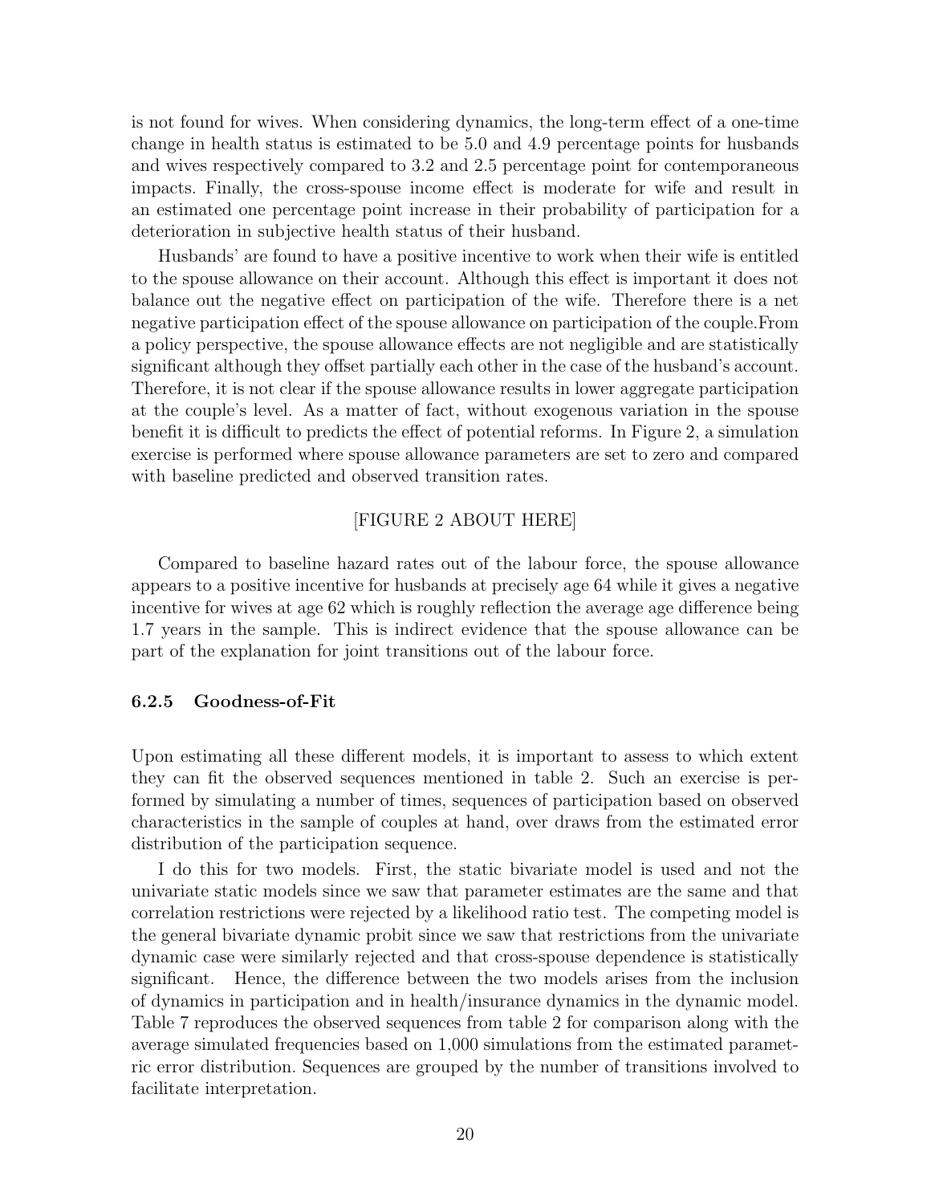is not found for wives. When considering dynamics, the long-term effect of a one-time change in health status is estimated to be 5.0 and 4.9 percentage points for husbands and wives respectively compared to 3.2 and 2.5 percentage point for contemporaneous impacts. Finally, the cross-spouse income effect is moderate for wife and result in an estimated one percentage point increase in their probability of participation for a deterioration in subjective health status of their husband.

Husbands' are found to have a positive incentive to work when their wife is entitled to the spouse allowance on their account. Although this effect is important it does not balance out the negative effect on participation of the wife. Therefore there is a net negative participation effect of the spouse allowance on participation of the couple.From a policy perspective, the spouse allowance effects are not negligible and are statistically significant although they offset partially each other in the case of the husband's account. Therefore, it is not clear if the spouse allowance results in lower aggregate participation at the couple's level. As a matter of fact, without exogenous variation in the spouse benefit it is difficult to predicts the effect of potential reforms. In Figure 2, a simulation exercise is performed where spouse allowance parameters are set to zero and compared with baseline predicted and observed transition rates.

[FIGURE 2 ABOUT HERE]

Compared to baseline hazard rates out of the labour force, the spouse allowance appears to a positive incentive for husbands at precisely age 64 while it gives a negative incentive for wives at age 62 which is roughly reflection the average age difference being 1.7 years in the sample. This is indirect evidence that the spouse allowance can be part of the explanation for joint transitions out of the labour force.

#### 6.2.5 Goodness-of-Fit

Upon estimating all these different models, it is important to assess to which extent they can fit the observed sequences mentioned in table 2. Such an exercise is performed by simulating a number of times, sequences of participation based on observed characteristics in the sample of couples at hand, over draws from the estimated error distribution of the participation sequence.

I do this for two models. First, the static bivariate model is used and not the univariate static models since we saw that parameter estimates are the same and that correlation restrictions were rejected by a likelihood ratio test. The competing model is the general bivariate dynamic probit since we saw that restrictions from the univariate dynamic case were similarly rejected and that cross-spouse dependence is statistically significant. Hence, the difference between the two models arises from the inclusion of dynamics in participation and in health/insurance dynamics in the dynamic model. Table 7 reproduces the observed sequences from table 2 for comparison along with the average simulated frequencies based on 1,000 simulations from the estimated parametric error distribution. Sequences are grouped by the number of transitions involved to facilitate interpretation.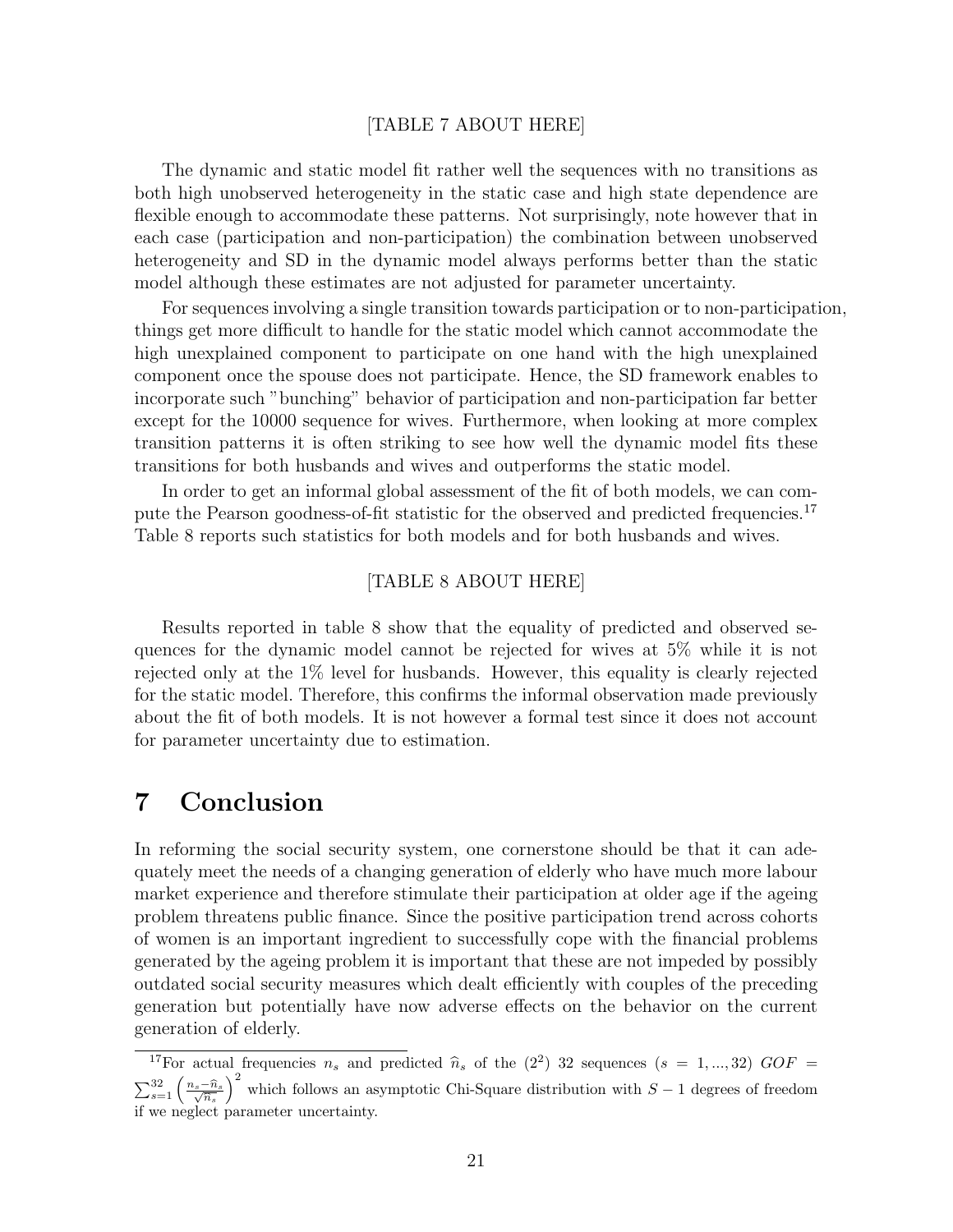[TABLE 7 ABOUT HERE]

The dynamic and static model fit rather well the sequences with no transitions as both high unobserved heterogeneity in the static case and high state dependence are flexible enough to accommodate these patterns. Not surprisingly, note however that in each case (participation and non-participation) the combination between unobserved heterogeneity and SD in the dynamic model always performs better than the static model although these estimates are not adjusted for parameter uncertainty.

For sequences involving a single transition towards participation or to non-participation, things get more difficult to handle for the static model which cannot accommodate the high unexplained component to participate on one hand with the high unexplained component once the spouse does not participate. Hence, the SD framework enables to incorporate such "bunching" behavior of participation and non-participation far better except for the 10000 sequence for wives. Furthermore, when looking at more complex transition patterns it is often striking to see how well the dynamic model fits these transitions for both husbands and wives and outperforms the static model.

In order to get an informal global assessment of the fit of both models, we can compute the Pearson goodness-of-fit statistic for the observed and predicted frequencies.[17] Table 8 reports such statistics for both models and for both husbands and wives.

[TABLE 8 ABOUT HERE]

Results reported in table 8 show that the equality of predicted and observed sequences for the dynamic model cannot be rejected for wives at 5% while it is not rejected only at the 1% level for husbands. However, this equality is clearly rejected for the static model. Therefore, this confirms the informal observation made previously about the fit of both models. It is not however a formal test since it does not account for parameter uncertainty due to estimation.

# 7 Conclusion

In reforming the social security system, one cornerstone should be that it can adequately meet the needs of a changing generation of elderly who have much more labour market experience and therefore stimulate their participation at older age if the ageing problem threatens public finance. Since the positive participation trend across cohorts of women is an important ingredient to successfully cope with the financial problems generated by the ageing problem it is important that these are not impeded by possibly outdated social security measures which dealt efficiently with couples of the preceding generation but potentially have now adverse effects on the behavior on the current generation of elderly.

[17] For actual frequencies $n_s$ and predicted $\widehat{n}_s$ of the ($2^2$) 32 sequences ($s = 1, ..., 32$) $GOF = \sum_{s=1}^{32} \left( \frac{n_s - \widehat{n}_s}{\sqrt{\widehat{n}_s}} \right)^2$ which follows an asymptotic Chi-Square distribution with $S - 1$ degrees of freedom if we neglect parameter uncertainty.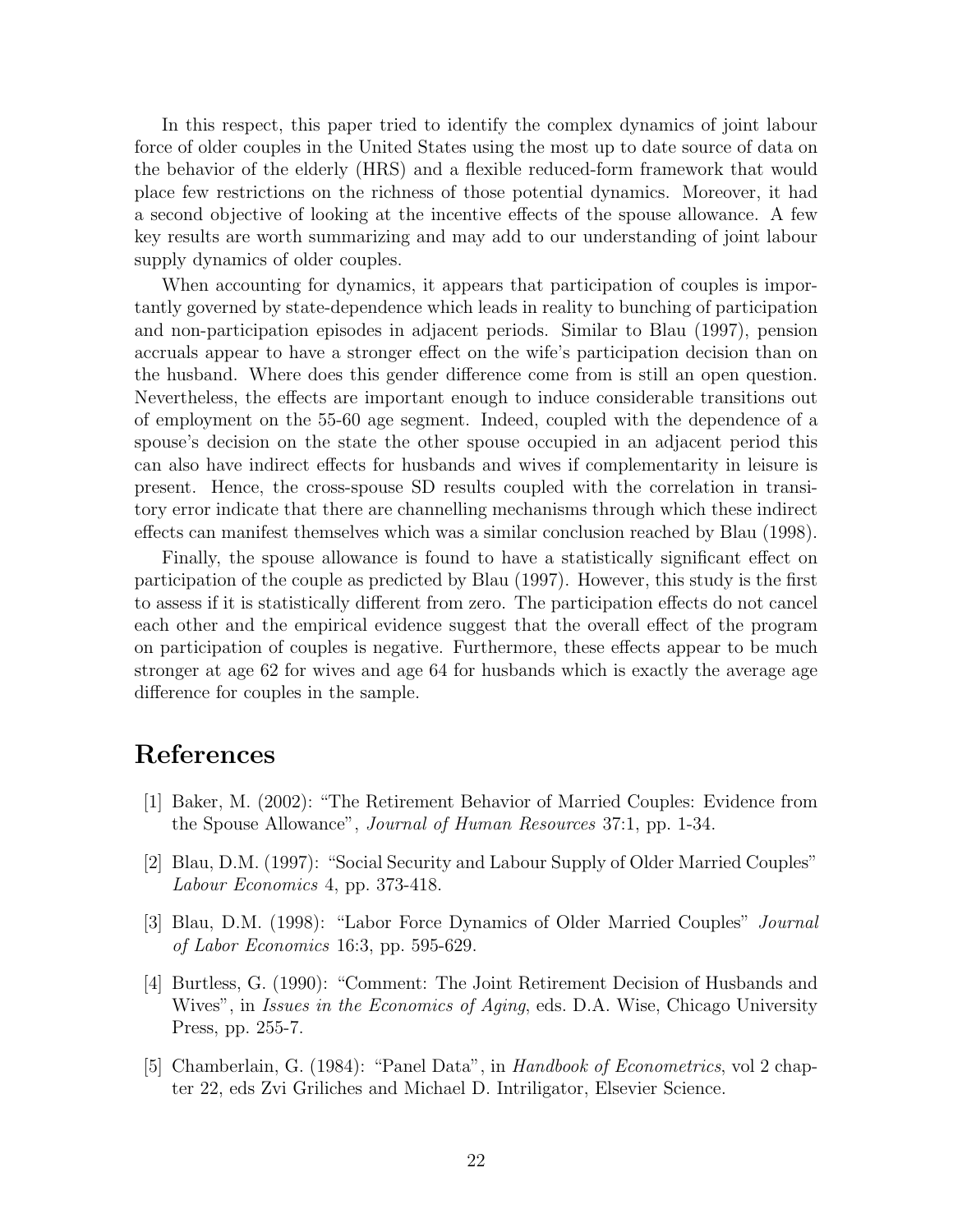In this respect, this paper tried to identify the complex dynamics of joint labour force of older couples in the United States using the most up to date source of data on the behavior of the elderly (HRS) and a flexible reduced-form framework that would place few restrictions on the richness of those potential dynamics. Moreover, it had a second objective of looking at the incentive effects of the spouse allowance. A few key results are worth summarizing and may add to our understanding of joint labour supply dynamics of older couples.

When accounting for dynamics, it appears that participation of couples is importantly governed by state-dependence which leads in reality to bunching of participation and non-participation episodes in adjacent periods. Similar to Blau (1997), pension accruals appear to have a stronger effect on the wife's participation decision than on the husband. Where does this gender difference come from is still an open question. Nevertheless, the effects are important enough to induce considerable transitions out of employment on the 55-60 age segment. Indeed, coupled with the dependence of a spouse's decision on the state the other spouse occupied in an adjacent period this can also have indirect effects for husbands and wives if complementarity in leisure is present. Hence, the cross-spouse SD results coupled with the correlation in transitory error indicate that there are channelling mechanisms through which these indirect effects can manifest themselves which was a similar conclusion reached by Blau (1998).

Finally, the spouse allowance is found to have a statistically significant effect on participation of the couple as predicted by Blau (1997). However, this study is the first to assess if it is statistically different from zero. The participation effects do not cancel each other and the empirical evidence suggest that the overall effect of the program on participation of couples is negative. Furthermore, these effects appear to be much stronger at age 62 for wives and age 64 for husbands which is exactly the average age difference for couples in the sample.

# References

[1] Baker, M. (2002): "The Retirement Behavior of Married Couples: Evidence from the Spouse Allowance", *Journal of Human Resources* 37:1, pp. 1-34.

[2] Blau, D.M. (1997): "Social Security and Labour Supply of Older Married Couples" *Labour Economics* 4, pp. 373-418.

[3] Blau, D.M. (1998): "Labor Force Dynamics of Older Married Couples" *Journal of Labor Economics* 16:3, pp. 595-629.

[4] Burtless, G. (1990): "Comment: The Joint Retirement Decision of Husbands and Wives", in *Issues in the Economics of Aging*, eds. D.A. Wise, Chicago University Press, pp. 255-7.

[5] Chamberlain, G. (1984): "Panel Data", in *Handbook of Econometrics*, vol 2 chapter 22, eds Zvi Griliches and Michael D. Intriligator, Elsevier Science.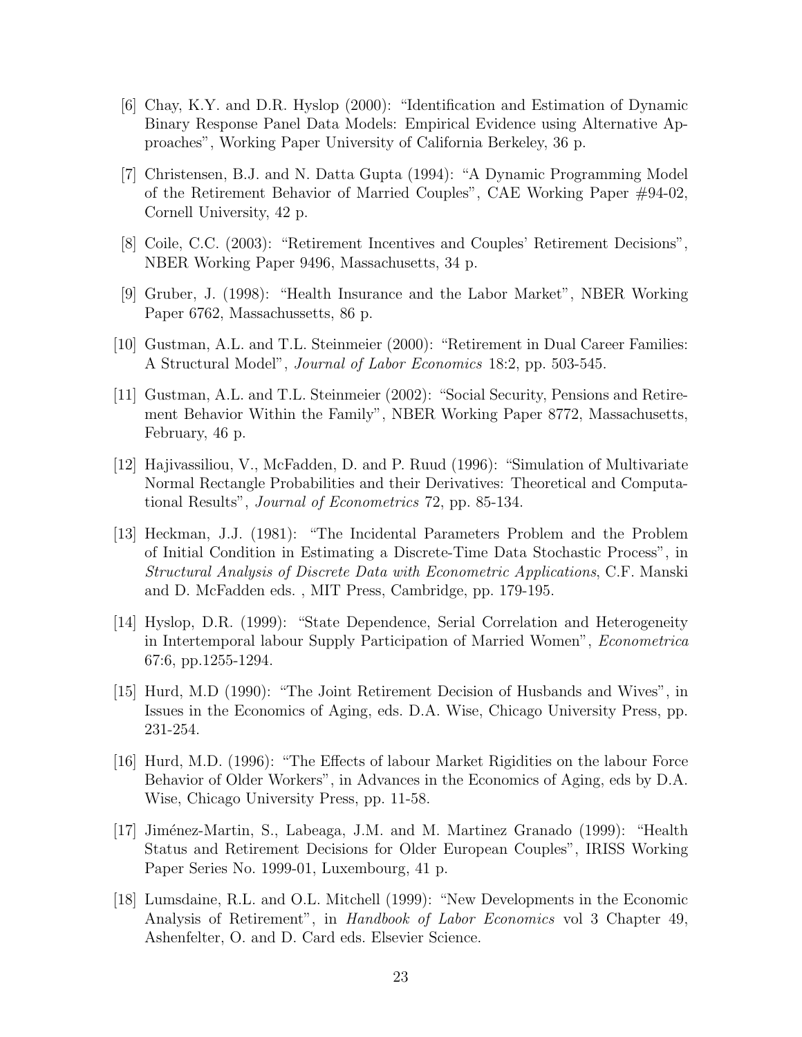[6] Chay, K.Y. and D.R. Hyslop (2000): "Identification and Estimation of Dynamic Binary Response Panel Data Models: Empirical Evidence using Alternative Approaches", Working Paper University of California Berkeley, 36 p.

[7] Christensen, B.J. and N. Datta Gupta (1994): "A Dynamic Programming Model of the Retirement Behavior of Married Couples", CAE Working Paper #94-02, Cornell University, 42 p.

[8] Coile, C.C. (2003): "Retirement Incentives and Couples' Retirement Decisions", NBER Working Paper 9496, Massachusetts, 34 p.

[9] Gruber, J. (1998): "Health Insurance and the Labor Market", NBER Working Paper 6762, Massachussetts, 86 p.

[10] Gustman, A.L. and T.L. Steinmeier (2000): "Retirement in Dual Career Families: A Structural Model", *Journal of Labor Economics* 18:2, pp. 503-545.

[11] Gustman, A.L. and T.L. Steinmeier (2002): "Social Security, Pensions and Retirement Behavior Within the Family", NBER Working Paper 8772, Massachusetts, February, 46 p.

[12] Hajivassiliou, V., McFadden, D. and P. Ruud (1996): "Simulation of Multivariate Normal Rectangle Probabilities and their Derivatives: Theoretical and Computational Results", *Journal of Econometrics* 72, pp. 85-134.

[13] Heckman, J.J. (1981): "The Incidental Parameters Problem and the Problem of Initial Condition in Estimating a Discrete-Time Data Stochastic Process", in *Structural Analysis of Discrete Data with Econometric Applications*, C.F. Manski and D. McFadden eds. , MIT Press, Cambridge, pp. 179-195.

[14] Hyslop, D.R. (1999): "State Dependence, Serial Correlation and Heterogeneity in Intertemporal labour Supply Participation of Married Women", *Econometrica* 67:6, pp.1255-1294.

[15] Hurd, M.D (1990): "The Joint Retirement Decision of Husbands and Wives", in Issues in the Economics of Aging, eds. D.A. Wise, Chicago University Press, pp. 231-254.

[16] Hurd, M.D. (1996): "The Effects of labour Market Rigidities on the labour Force Behavior of Older Workers", in Advances in the Economics of Aging, eds by D.A. Wise, Chicago University Press, pp. 11-58.

[17] Jiménez-Martin, S., Labeaga, J.M. and M. Martinez Granado (1999): "Health Status and Retirement Decisions for Older European Couples", IRISS Working Paper Series No. 1999-01, Luxembourg, 41 p.

[18] Lumsdaine, R.L. and O.L. Mitchell (1999): "New Developments in the Economic Analysis of Retirement", in *Handbook of Labor Economics* vol 3 Chapter 49, Ashenfelter, O. and D. Card eds. Elsevier Science.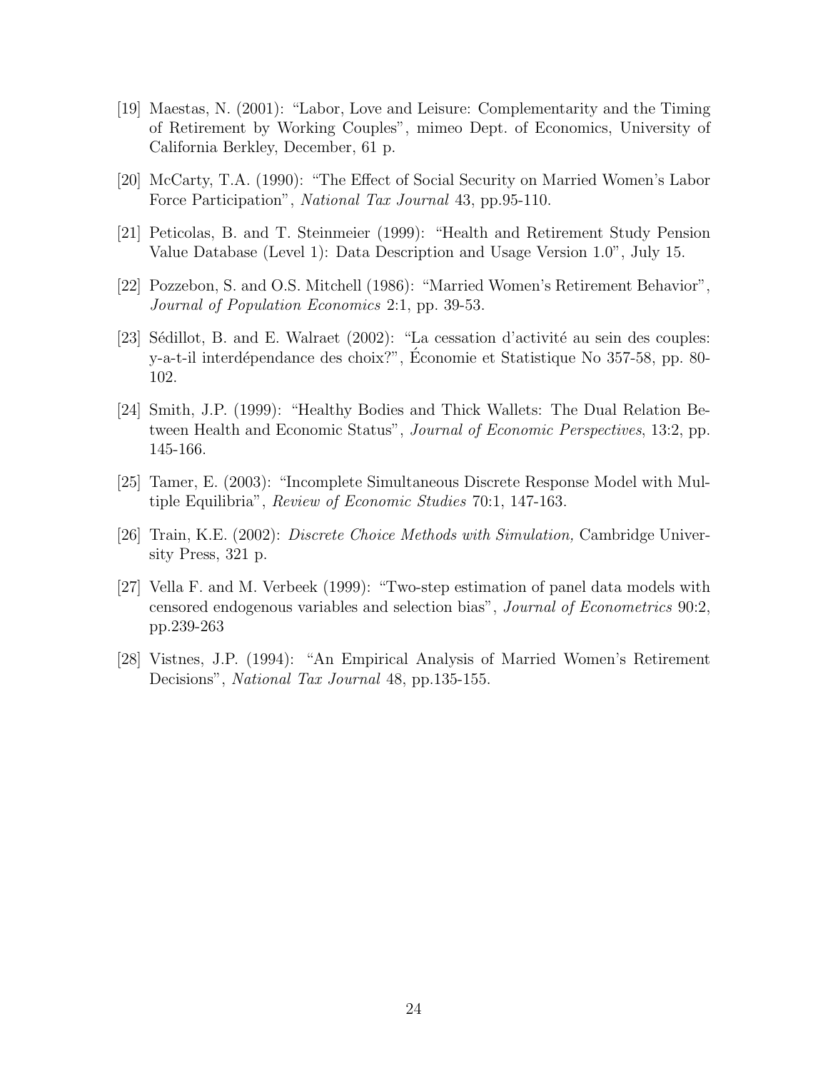[19] Maestas, N. (2001): "Labor, Love and Leisure: Complementarity and the Timing of Retirement by Working Couples", mimeo Dept. of Economics, University of California Berkley, December, 61 p.

[20] McCarty, T.A. (1990): "The Effect of Social Security on Married Women's Labor Force Participation", *National Tax Journal* 43, pp.95-110.

[21] Peticolas, B. and T. Steinmeier (1999): "Health and Retirement Study Pension Value Database (Level 1): Data Description and Usage Version 1.0", July 15.

[22] Pozzebon, S. and O.S. Mitchell (1986): "Married Women's Retirement Behavior", *Journal of Population Economics* 2:1, pp. 39-53.

[23] Sédillot, B. and E. Walraet (2002): "La cessation d'activité au sein des couples: y-a-t-il interdépendance des choix?", Économie et Statistique No 357-58, pp. 80-102.

[24] Smith, J.P. (1999): "Healthy Bodies and Thick Wallets: The Dual Relation Between Health and Economic Status", *Journal of Economic Perspectives*, 13:2, pp. 145-166.

[25] Tamer, E. (2003): "Incomplete Simultaneous Discrete Response Model with Multiple Equilibria", *Review of Economic Studies* 70:1, 147-163.

[26] Train, K.E. (2002): *Discrete Choice Methods with Simulation,* Cambridge University Press, 321 p.

[27] Vella F. and M. Verbeek (1999): "Two-step estimation of panel data models with censored endogenous variables and selection bias", *Journal of Econometrics* 90:2, pp.239-263

[28] Vistnes, J.P. (1994): "An Empirical Analysis of Married Women's Retirement Decisions", *National Tax Journal* 48, pp.135-155.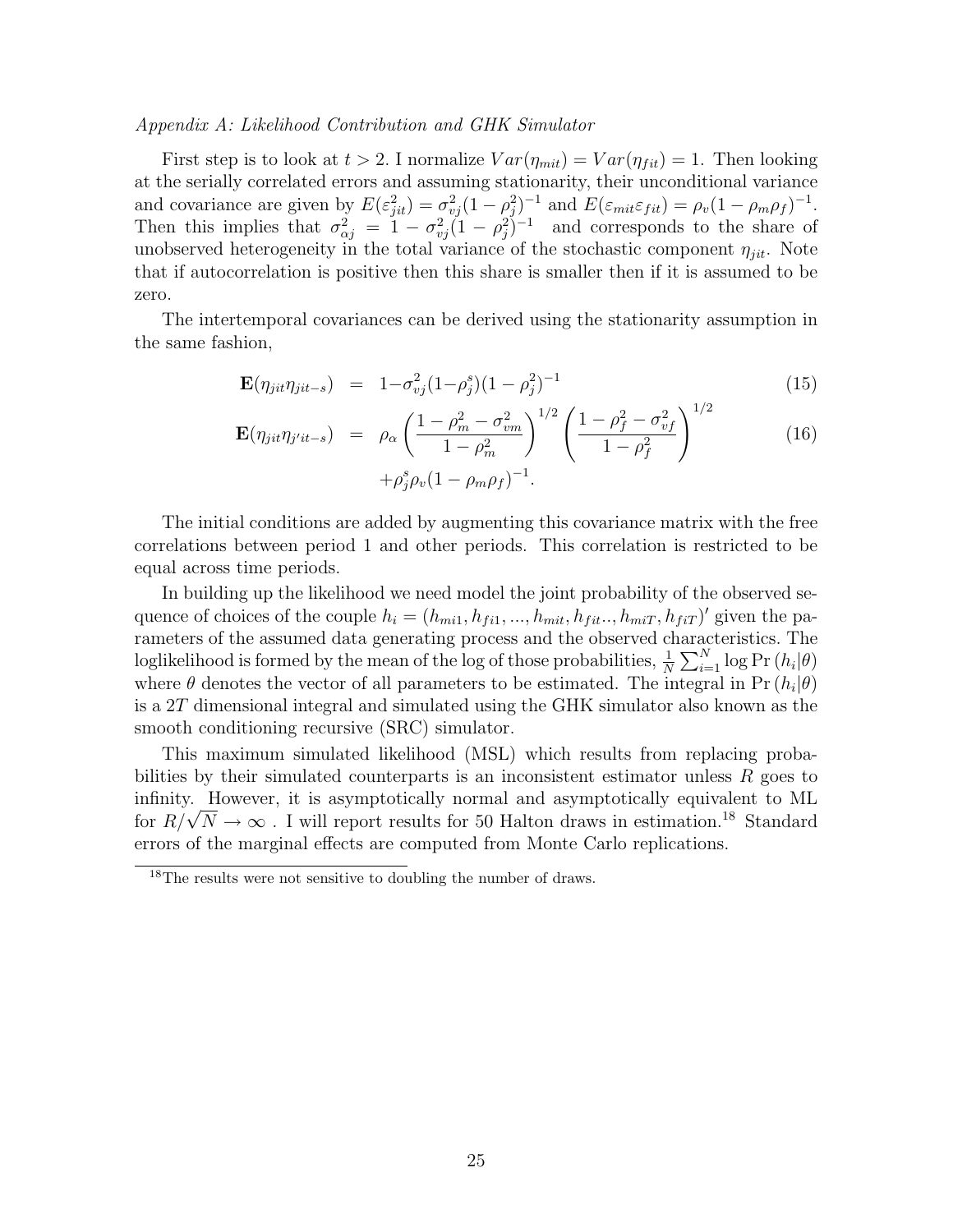*Appendix A: Likelihood Contribution and GHK Simulator*

First step is to look at $t > 2$. I normalize $Var(\eta_{mit}) = Var(\eta_{fit}) = 1$. Then looking at the serially correlated errors and assuming stationarity, their unconditional variance and covariance are given by $E(\varepsilon_{jit}^2) = \sigma_{vj}^2(1-\rho_j^2)^{-1}$ and $E(\varepsilon_{mit}\varepsilon_{fit}) = \rho_v(1-\rho_m\rho_f)^{-1}$. Then this implies that $\sigma_{\alpha j}^2 = 1 - \sigma_{vj}^2(1-\rho_j^2)^{-1}$ and corresponds to the share of unobserved heterogeneity in the total variance of the stochastic component $\eta_{jit}$. Note that if autocorrelation is positive then this share is smaller then if it is assumed to be zero.

The intertemporal covariances can be derived using the stationarity assumption in the same fashion,

$$\mathbf{E}(\eta_{jit}\eta_{jit-s}) = 1-\sigma_{vj}^2(1-\rho_j^s)(1-\rho_j^2)^{-1} \tag{15}$$

$$\mathbf{E}(\eta_{jit}\eta_{j'it-s}) = \rho_\alpha \left(\frac{1-\rho_m^2-\sigma_{vm}^2}{1-\rho_m^2}\right)^{1/2} \left(\frac{1-\rho_f^2-\sigma_{vf}^2}{1-\rho_f^2}\right)^{1/2} + \rho_j^s\rho_v(1-\rho_m\rho_f)^{-1}. \tag{16}$$

The initial conditions are added by augmenting this covariance matrix with the free correlations between period 1 and other periods. This correlation is restricted to be equal across time periods.

In building up the likelihood we need model the joint probability of the observed sequence of choices of the couple $h_i = (h_{mi1}, h_{fi1}, ..., h_{mit}, h_{fit}.., h_{miT}, h_{fiT})'$ given the parameters of the assumed data generating process and the observed characteristics. The loglikelihood is formed by the mean of the log of those probabilities, $\frac{1}{N}\sum_{i=1}^{N}\log\Pr(h_i|\theta)$ where $\theta$ denotes the vector of all parameters to be estimated. The integral in $\Pr(h_i|\theta)$ is a $2T$ dimensional integral and simulated using the GHK simulator also known as the smooth conditioning recursive (SRC) simulator.

This maximum simulated likelihood (MSL) which results from replacing probabilities by their simulated counterparts is an inconsistent estimator unless $R$ goes to infinity. However, it is asymptotically normal and asymptotically equivalent to ML for $R/\sqrt{N} \to \infty$ . I will report results for 50 Halton draws in estimation.[18] Standard errors of the marginal effects are computed from Monte Carlo replications.

[18] The results were not sensitive to doubling the number of draws.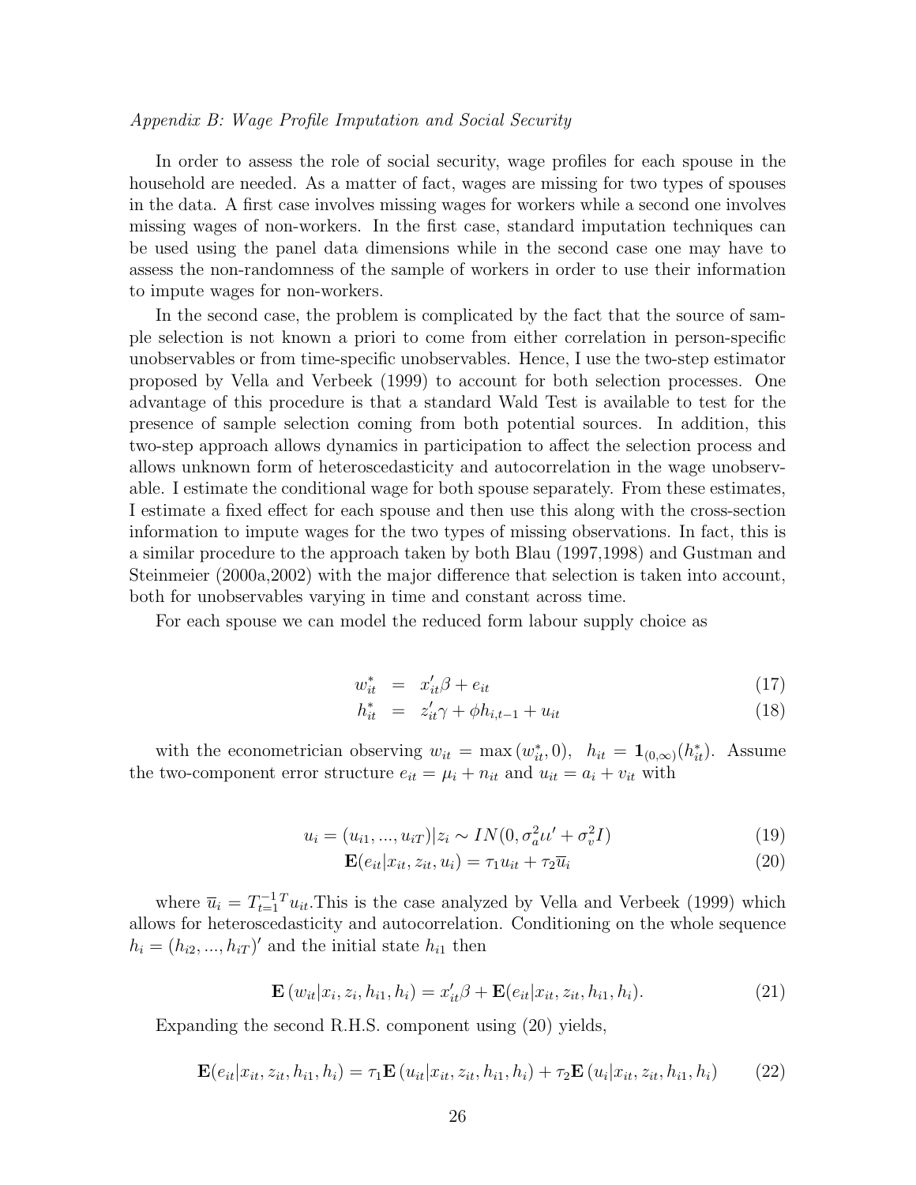*Appendix B: Wage Profile Imputation and Social Security*

In order to assess the role of social security, wage profiles for each spouse in the household are needed. As a matter of fact, wages are missing for two types of spouses in the data. A first case involves missing wages for workers while a second one involves missing wages of non-workers. In the first case, standard imputation techniques can be used using the panel data dimensions while in the second case one may have to assess the non-randomness of the sample of workers in order to use their information to impute wages for non-workers.

In the second case, the problem is complicated by the fact that the source of sample selection is not known a priori to come from either correlation in person-specific unobservables or from time-specific unobservables. Hence, I use the two-step estimator proposed by Vella and Verbeek (1999) to account for both selection processes. One advantage of this procedure is that a standard Wald Test is available to test for the presence of sample selection coming from both potential sources. In addition, this two-step approach allows dynamics in participation to affect the selection process and allows unknown form of heteroscedasticity and autocorrelation in the wage unobservable. I estimate the conditional wage for both spouse separately. From these estimates, I estimate a fixed effect for each spouse and then use this along with the cross-section information to impute wages for the two types of missing observations. In fact, this is a similar procedure to the approach taken by both Blau (1997,1998) and Gustman and Steinmeier (2000a,2002) with the major difference that selection is taken into account, both for unobservables varying in time and constant across time.

For each spouse we can model the reduced form labour supply choice as

$$w_{it}^* = x_{it}'\beta + e_{it} \tag{17}$$

$$h_{it}^* = z_{it}'\gamma + \phi h_{i,t-1} + u_{it} \tag{18}$$

with the econometrician observing $w_{it} = \max(w_{it}^*, 0)$, $h_{it} = \mathbf{1}_{(0,\infty)}(h_{it}^*)$. Assume the two-component error structure $e_{it} = \mu_i + n_{it}$ and $u_{it} = a_i + v_{it}$ with

$$u_i = (u_{i1}, ..., u_{iT})|z_i \sim IN(0, \sigma_a^2\iota\iota' + \sigma_v^2 I) \tag{19}$$

$$\mathbf{E}(e_{it}|x_{it}, z_{it}, u_i) = \tau_1 u_{it} + \tau_2 \overline{u}_i \tag{20}$$

where $\overline{u}_i = T_{t=1}^{-1} {}^T u_{it}$.This is the case analyzed by Vella and Verbeek (1999) which allows for heteroscedasticity and autocorrelation. Conditioning on the whole sequence $h_i = (h_{i2}, ..., h_{iT})'$ and the initial state $h_{i1}$ then

$$\mathbf{E}\left(w_{it}|x_i, z_i, h_{i1}, h_i\right) = x_{it}'\beta + \mathbf{E}(e_{it}|x_{it}, z_{it}, h_{i1}, h_i). \tag{21}$$

Expanding the second R.H.S. component using (20) yields,

$$\mathbf{E}(e_{it}|x_{it}, z_{it}, h_{i1}, h_i) = \tau_1 \mathbf{E}\left(u_{it}|x_{it}, z_{it}, h_{i1}, h_i\right) + \tau_2 \mathbf{E}\left(u_i|x_{it}, z_{it}, h_{i1}, h_i\right) \tag{22}$$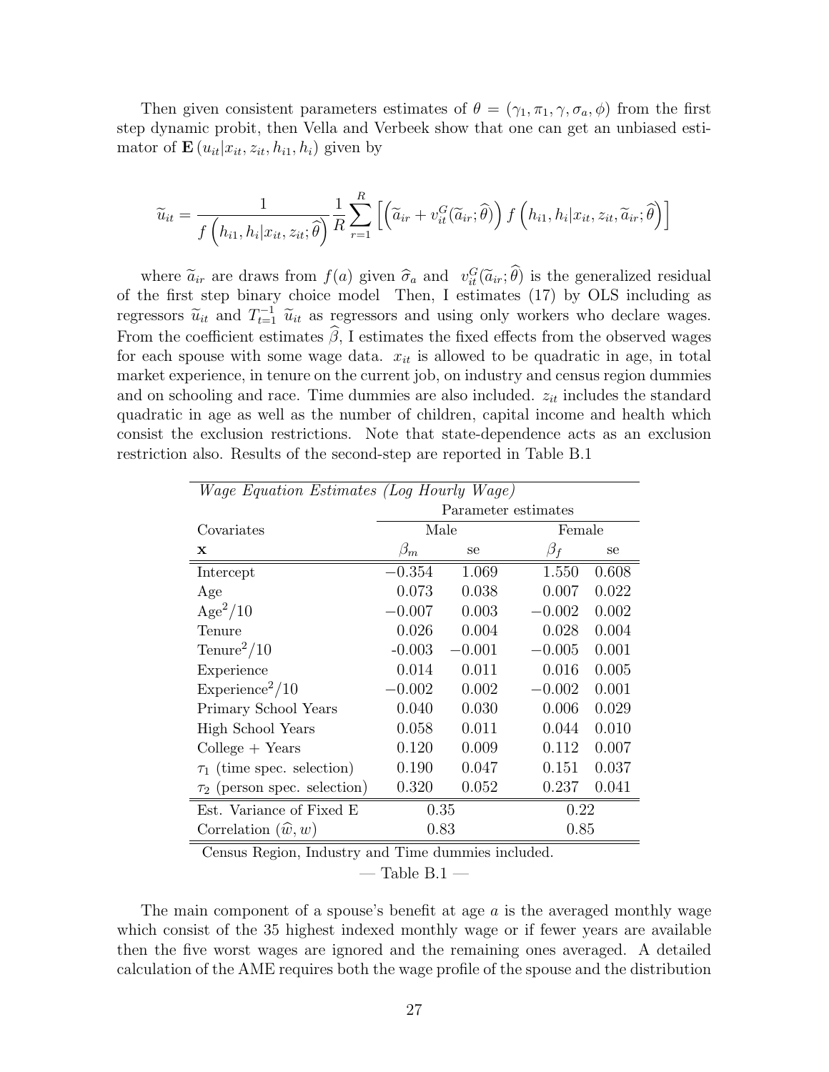Then given consistent parameters estimates of $\theta = (\gamma_1, \pi_1, \gamma, \sigma_a, \phi)$ from the first step dynamic probit, then Vella and Verbeek show that one can get an unbiased estimator of $\mathbf{E}(u_{it}|x_{it}, z_{it}, h_{i1}, h_i)$ given by

$$\widetilde{u}_{it} = \frac{1}{f\left(h_{i1}, h_i | x_{it}, z_{it}; \widehat{\theta}\right)} \frac{1}{R} \sum_{r=1}^{R} \left[ \left( \widetilde{a}_{ir} + v_{it}^{G}(\widetilde{a}_{ir}; \widehat{\theta}) \right) f\left(h_{i1}, h_i | x_{it}, z_{it}, \widetilde{a}_{ir}; \widehat{\theta}\right) \right]$$

where $\widetilde{a}_{ir}$ are draws from $f(a)$ given $\widehat{\sigma}_a$ and $v_{it}^{G}(\widetilde{a}_{ir}; \widehat{\theta})$ is the generalized residual of the first step binary choice model Then, I estimates (17) by OLS including as regressors $\widetilde{u}_{it}$ and $T_{t=1}^{-1}\ \widetilde{u}_{it}$ as regressors and using only workers who declare wages. From the coefficient estimates $\widehat{\beta}$, I estimates the fixed effects from the observed wages for each spouse with some wage data. $x_{it}$ is allowed to be quadratic in age, in total market experience, in tenure on the current job, on industry and census region dummies and on schooling and race. Time dummies are also included. $z_{it}$ includes the standard quadratic in age as well as the number of children, capital income and health which consist the exclusion restrictions. Note that state-dependence acts as an exclusion restriction also. Results of the second-step are reported in Table B.1

| *Wage Equation Estimates (Log Hourly Wage)* | | | | |
|---|---|---|---|---|
| | Parameter estimates | | | |
| Covariates | Male | | Female | |
| **x** | $\beta_m$ | se | $\beta_f$ | se |
| Intercept | $-0.354$ | 1.069 | 1.550 | 0.608 |
| Age | 0.073 | 0.038 | 0.007 | 0.022 |
| $\text{Age}^2/10$ | $-0.007$ | 0.003 | $-0.002$ | 0.002 |
| Tenure | 0.026 | 0.004 | 0.028 | 0.004 |
| $\text{Tenure}^2/10$ | -0.003 | $-0.001$ | $-0.005$ | 0.001 |
| Experience | 0.014 | 0.011 | 0.016 | 0.005 |
| $\text{Experience}^2/10$ | $-0.002$ | 0.002 | $-0.002$ | 0.001 |
| Primary School Years | 0.040 | 0.030 | 0.006 | 0.029 |
| High School Years | 0.058 | 0.011 | 0.044 | 0.010 |
| College + Years | 0.120 | 0.009 | 0.112 | 0.007 |
| $\tau_1$ (time spec. selection) | 0.190 | 0.047 | 0.151 | 0.037 |
| $\tau_2$ (person spec. selection) | 0.320 | 0.052 | 0.237 | 0.041 |
| Est. Variance of Fixed E | 0.35 | | 0.22 | |
| Correlation $(\widehat{w}, w)$ | 0.83 | | 0.85 | |

Census Region, Industry and Time dummies included.

— Table B.1 —

The main component of a spouse's benefit at age $a$ is the averaged monthly wage which consist of the 35 highest indexed monthly wage or if fewer years are available then the five worst wages are ignored and the remaining ones averaged. A detailed calculation of the AME requires both the wage profile of the spouse and the distribution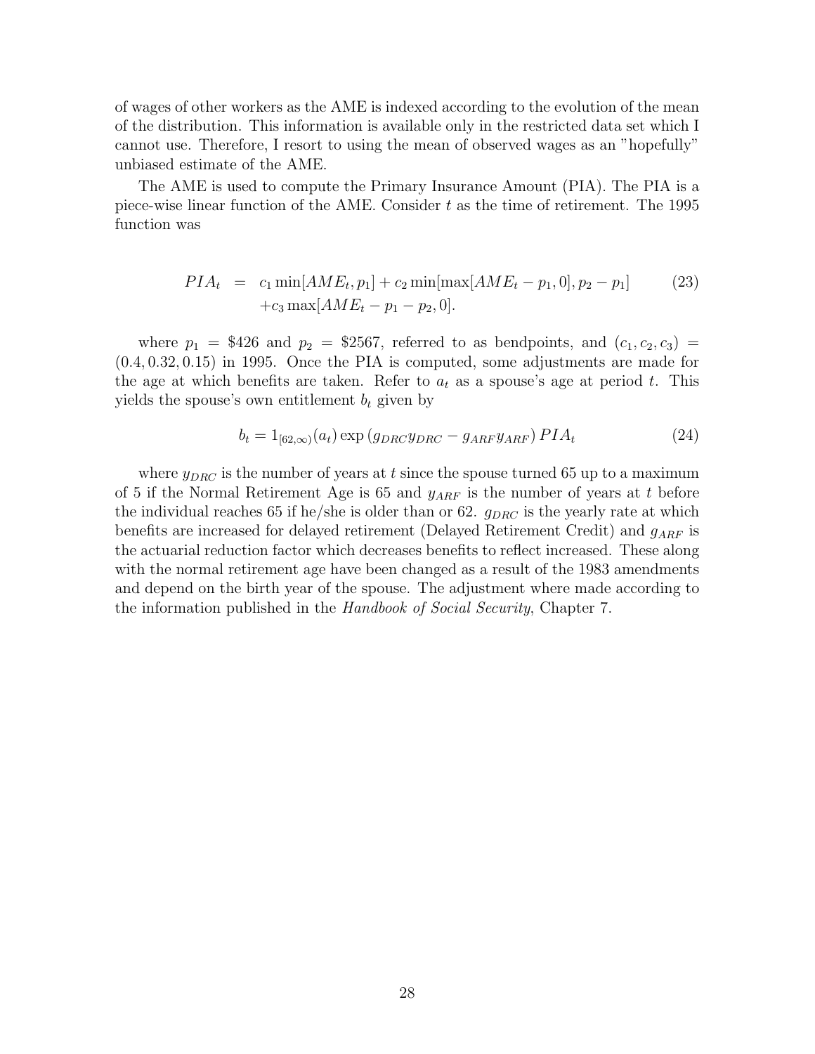of wages of other workers as the AME is indexed according to the evolution of the mean of the distribution. This information is available only in the restricted data set which I cannot use. Therefore, I resort to using the mean of observed wages as an "hopefully" unbiased estimate of the AME.

The AME is used to compute the Primary Insurance Amount (PIA). The PIA is a piece-wise linear function of the AME. Consider $t$ as the time of retirement. The 1995 function was

$$
\begin{aligned}
PIA_t &= c_1 \min[AME_t, p_1] + c_2 \min[\max[AME_t - p_1, 0], p_2 - p_1] \\
&\quad + c_3 \max[AME_t - p_1 - p_2, 0].
\end{aligned} \tag{23}
$$

where $p_1 = \$426$ and $p_2 = \$2567$, referred to as bendpoints, and $(c_1, c_2, c_3) = (0.4, 0.32, 0.15)$ in 1995. Once the PIA is computed, some adjustments are made for the age at which benefits are taken. Refer to $a_t$ as a spouse's age at period $t$. This yields the spouse's own entitlement $b_t$ given by

$$
b_t = 1_{[62,\infty)}(a_t) \exp\left(g_{DRC} y_{DRC} - g_{ARF} y_{ARF}\right) PIA_t \tag{24}
$$

where $y_{DRC}$ is the number of years at $t$ since the spouse turned 65 up to a maximum of 5 if the Normal Retirement Age is 65 and $y_{ARF}$ is the number of years at $t$ before the individual reaches 65 if he/she is older than or 62. $g_{DRC}$ is the yearly rate at which benefits are increased for delayed retirement (Delayed Retirement Credit) and $g_{ARF}$ is the actuarial reduction factor which decreases benefits to reflect increased. These along with the normal retirement age have been changed as a result of the 1983 amendments and depend on the birth year of the spouse. The adjustment where made according to the information published in the *Handbook of Social Security*, Chapter 7.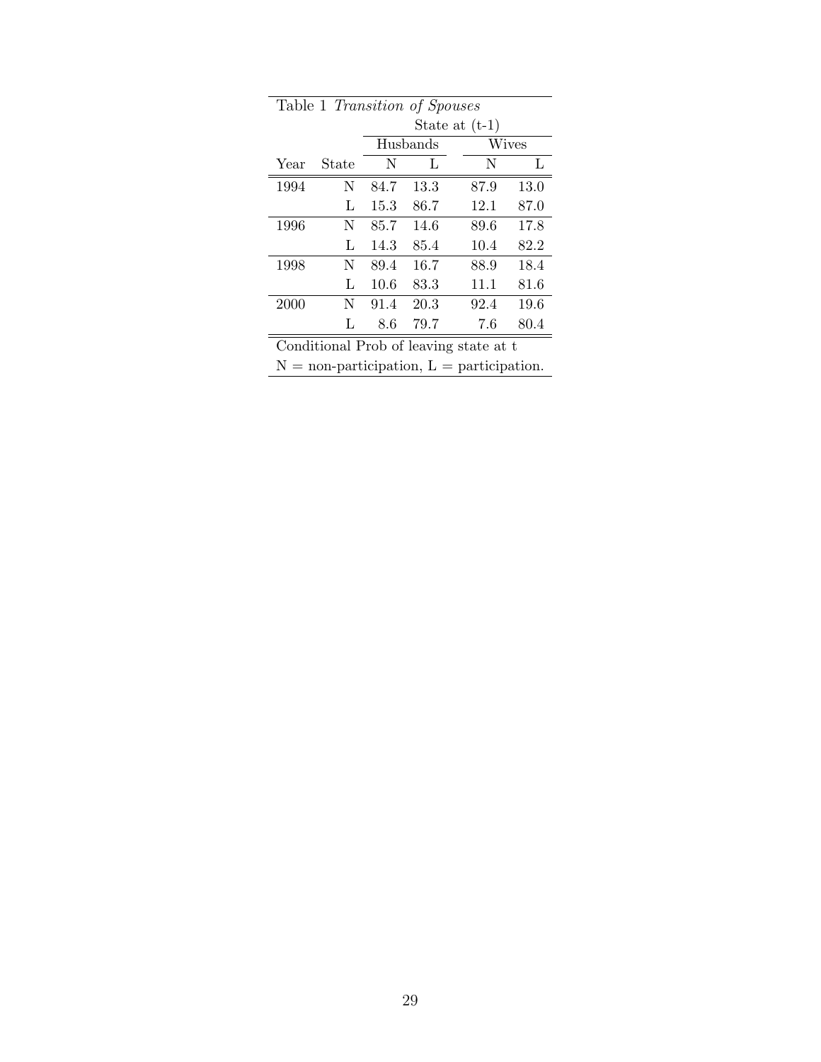Table 1 *Transition of Spouses*

| | | State at (t-1) | | | |
|---|---|---|---|---|---|
| | | Husbands | | Wives | |
| Year | State | N | L | N | L |
| 1994 | N | 84.7 | 13.3 | 87.9 | 13.0 |
| | L | 15.3 | 86.7 | 12.1 | 87.0 |
| 1996 | N | 85.7 | 14.6 | 89.6 | 17.8 |
| | L | 14.3 | 85.4 | 10.4 | 82.2 |
| 1998 | N | 89.4 | 16.7 | 88.9 | 18.4 |
| | L | 10.6 | 83.3 | 11.1 | 81.6 |
| 2000 | N | 91.4 | 20.3 | 92.4 | 19.6 |
| | L | 8.6 | 79.7 | 7.6 | 80.4 |

Conditional Prob of leaving state at t

N = non-participation, L = participation.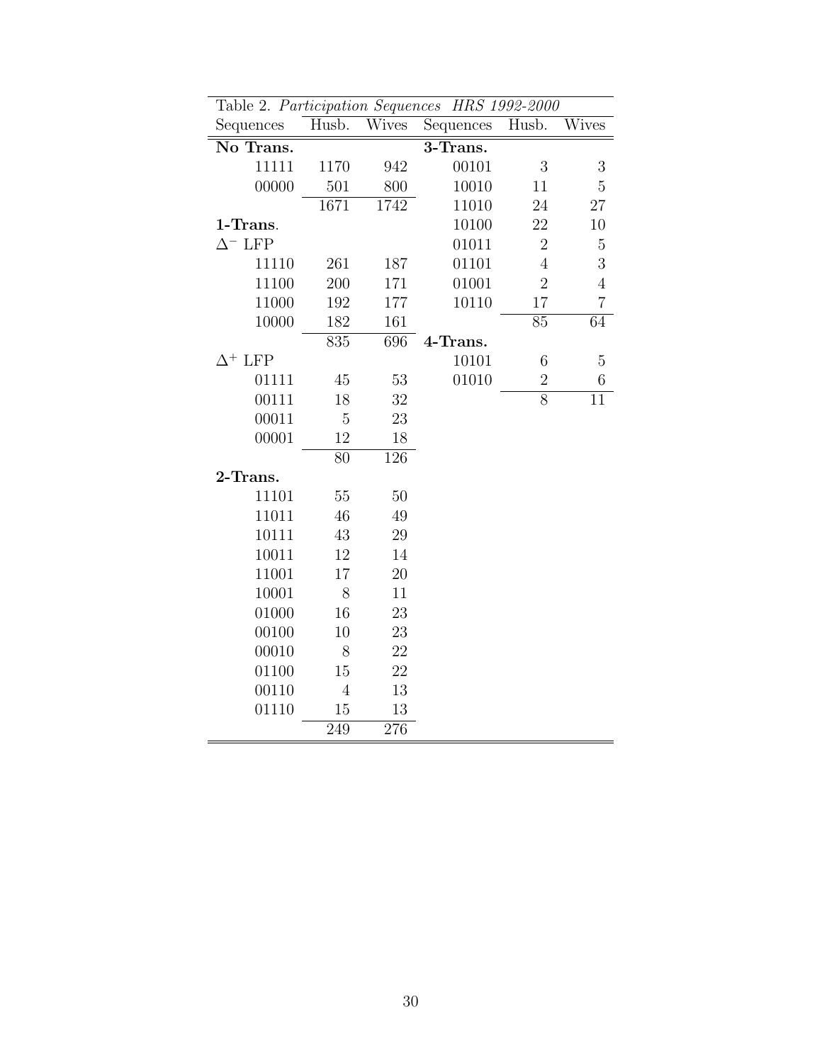Table 2. *Participation Sequences HRS 1992-2000*

| Sequences | Husb. | Wives | Sequences | Husb. | Wives |
|---|---|---|---|---|---|
| **No Trans.** | | | **3-Trans.** | | |
| 11111 | 1170 | 942 | 00101 | 3 | 3 |
| 00000 | 501 | 800 | 10010 | 11 | 5 |
| | 1671 | 1742 | 11010 | 24 | 27 |
| **1-Trans.** | | | 10100 | 22 | 10 |
| $\Delta^-$ LFP | | | 01011 | 2 | 5 |
| 11110 | 261 | 187 | 01101 | 4 | 3 |
| 11100 | 200 | 171 | 01001 | 2 | 4 |
| 11000 | 192 | 177 | 10110 | 17 | 7 |
| 10000 | 182 | 161 | | 85 | 64 |
| | 835 | 696 | **4-Trans.** | | |
| $\Delta^+$ LFP | | | 10101 | 6 | 5 |
| 01111 | 45 | 53 | 01010 | 2 | 6 |
| 00111 | 18 | 32 | | 8 | 11 |
| 00011 | 5 | 23 | | | |
| 00001 | 12 | 18 | | | |
| | 80 | 126 | | | |
| **2-Trans.** | | | | | |
| 11101 | 55 | 50 | | | |
| 11011 | 46 | 49 | | | |
| 10111 | 43 | 29 | | | |
| 10011 | 12 | 14 | | | |
| 11001 | 17 | 20 | | | |
| 10001 | 8 | 11 | | | |
| 01000 | 16 | 23 | | | |
| 00100 | 10 | 23 | | | |
| 00010 | 8 | 22 | | | |
| 01100 | 15 | 22 | | | |
| 00110 | 4 | 13 | | | |
| 01110 | 15 | 13 | | | |
| | 249 | 276 | | | |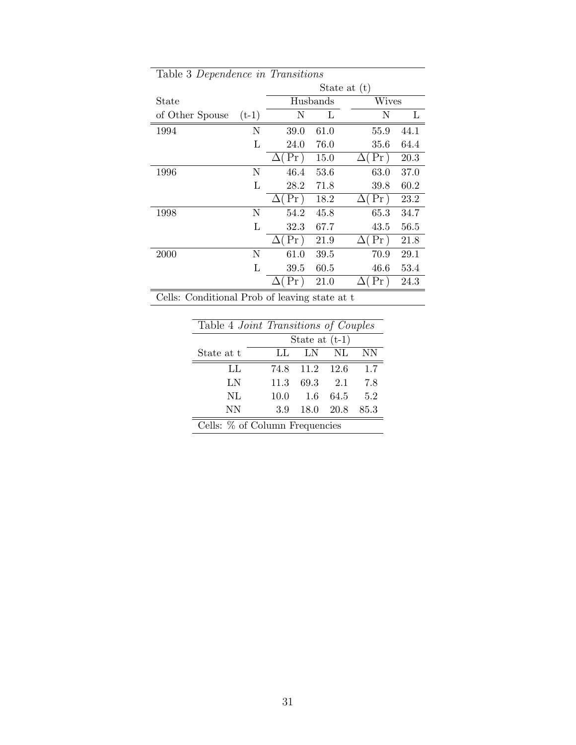Table 3 *Dependence in Transitions*

| State | | State at (t) | | | |
|---|---|---|---|---|---|
| | | Husbands | | Wives | |
| of Other Spouse | (t-1) | N | L | N | L |
| 1994 | N | 39.0 | 61.0 | 55.9 | 44.1 |
| | L | 24.0 | 76.0 | 35.6 | 64.4 |
| | | $\Delta(\text{Pr})$ | 15.0 | $\Delta(\text{Pr})$ | 20.3 |
| 1996 | N | 46.4 | 53.6 | 63.0 | 37.0 |
| | L | 28.2 | 71.8 | 39.8 | 60.2 |
| | | $\Delta(\text{Pr})$ | 18.2 | $\Delta(\text{Pr})$ | 23.2 |
| 1998 | N | 54.2 | 45.8 | 65.3 | 34.7 |
| | L | 32.3 | 67.7 | 43.5 | 56.5 |
| | | $\Delta(\text{Pr})$ | 21.9 | $\Delta(\text{Pr})$ | 21.8 |
| 2000 | N | 61.0 | 39.5 | 70.9 | 29.1 |
| | L | 39.5 | 60.5 | 46.6 | 53.4 |
| | | $\Delta(\text{Pr})$ | 21.0 | $\Delta(\text{Pr})$ | 24.3 |

Cells: Conditional Prob of leaving state at t

Table 4 *Joint Transitions of Couples*

| | State at (t-1) | | | |
|---|---|---|---|---|
| State at t | LL | LN | NL | NN |
| LL | 74.8 | 11.2 | 12.6 | 1.7 |
| LN | 11.3 | 69.3 | 2.1 | 7.8 |
| NL | 10.0 | 1.6 | 64.5 | 5.2 |
| NN | 3.9 | 18.0 | 20.8 | 85.3 |

Cells: % of Column Frequencies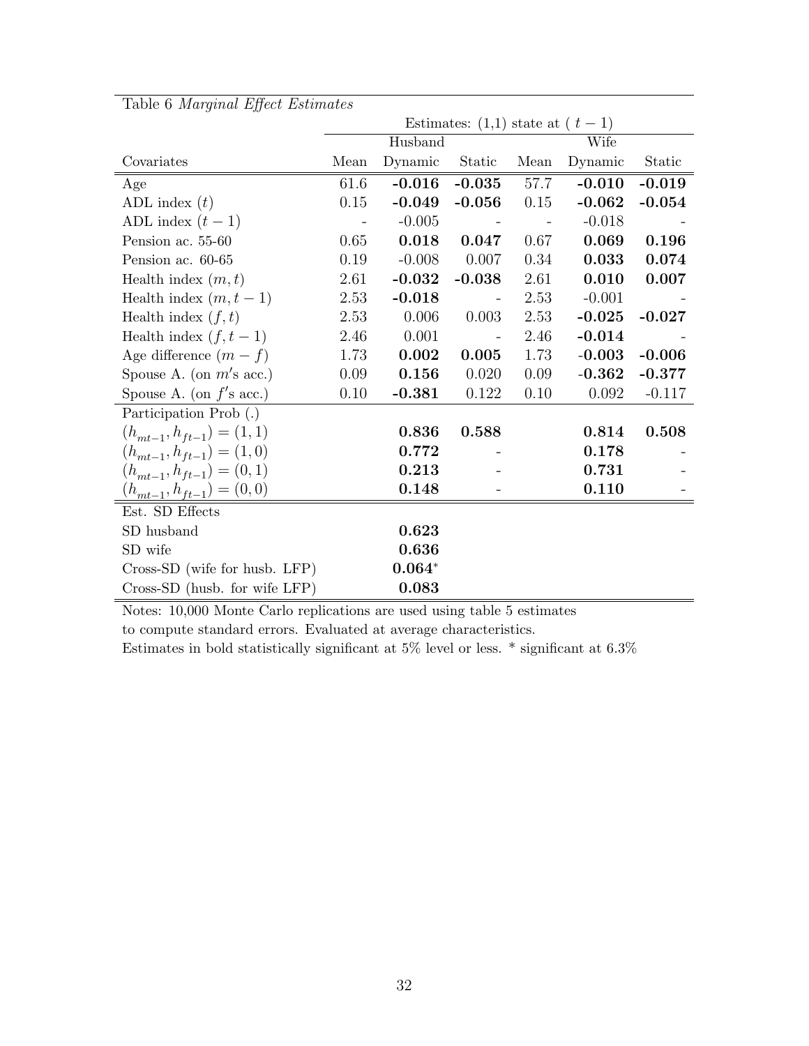Table 6 *Marginal Effect Estimates*

| | Estimates: (1,1) state at ( $t-1$) | | | | | |
|---|---|---|---|---|---|---|
| | Husband | | | Wife | | |
| Covariates | Mean | Dynamic | Static | Mean | Dynamic | Static |
| Age | 61.6 | **-0.016** | **-0.035** | 57.7 | **-0.010** | **-0.019** |
| ADL index $(t)$ | 0.15 | **-0.049** | **-0.056** | 0.15 | **-0.062** | **-0.054** |
| ADL index $(t-1)$ | - | -0.005 | - | - | -0.018 | - |
| Pension ac. 55-60 | 0.65 | **0.018** | **0.047** | 0.67 | **0.069** | **0.196** |
| Pension ac. 60-65 | 0.19 | -0.008 | 0.007 | 0.34 | **0.033** | **0.074** |
| Health index $(m,t)$ | 2.61 | **-0.032** | **-0.038** | 2.61 | **0.010** | **0.007** |
| Health index $(m,t-1)$ | 2.53 | **-0.018** | - | 2.53 | -0.001 | - |
| Health index $(f,t)$ | 2.53 | 0.006 | 0.003 | 2.53 | **-0.025** | **-0.027** |
| Health index $(f,t-1)$ | 2.46 | 0.001 | - | 2.46 | **-0.014** | - |
| Age difference $(m-f)$ | 1.73 | **0.002** | **0.005** | 1.73 | **-0.003** | **-0.006** |
| Spouse A. (on $m$'s acc.) | 0.09 | **0.156** | 0.020 | 0.09 | **-0.362** | **-0.377** |
| Spouse A. (on $f$'s acc.) | 0.10 | **-0.381** | 0.122 | 0.10 | 0.092 | -0.117 |
| Participation Prob (.) | | | | | | |
| $(h_{mt-1}, h_{ft-1}) = (1,1)$ | | **0.836** | **0.588** | | **0.814** | **0.508** |
| $(h_{mt-1}, h_{ft-1}) = (1,0)$ | | **0.772** | - | | **0.178** | - |
| $(h_{mt-1}, h_{ft-1}) = (0,1)$ | | **0.213** | - | | **0.731** | - |
| $(h_{mt-1}, h_{ft-1}) = (0,0)$ | | **0.148** | - | | **0.110** | - |
| Est. SD Effects | | | | | | |
| SD husband | | **0.623** | | | | |
| SD wife | | **0.636** | | | | |
| Cross-SD (wife for husb. LFP) | | **0.064*** | | | | |
| Cross-SD (husb. for wife LFP) | | **0.083** | | | | |

Notes: 10,000 Monte Carlo replications are used using table 5 estimates to compute standard errors. Evaluated at average characteristics. Estimates in bold statistically significant at 5% level or less. * significant at 6.3%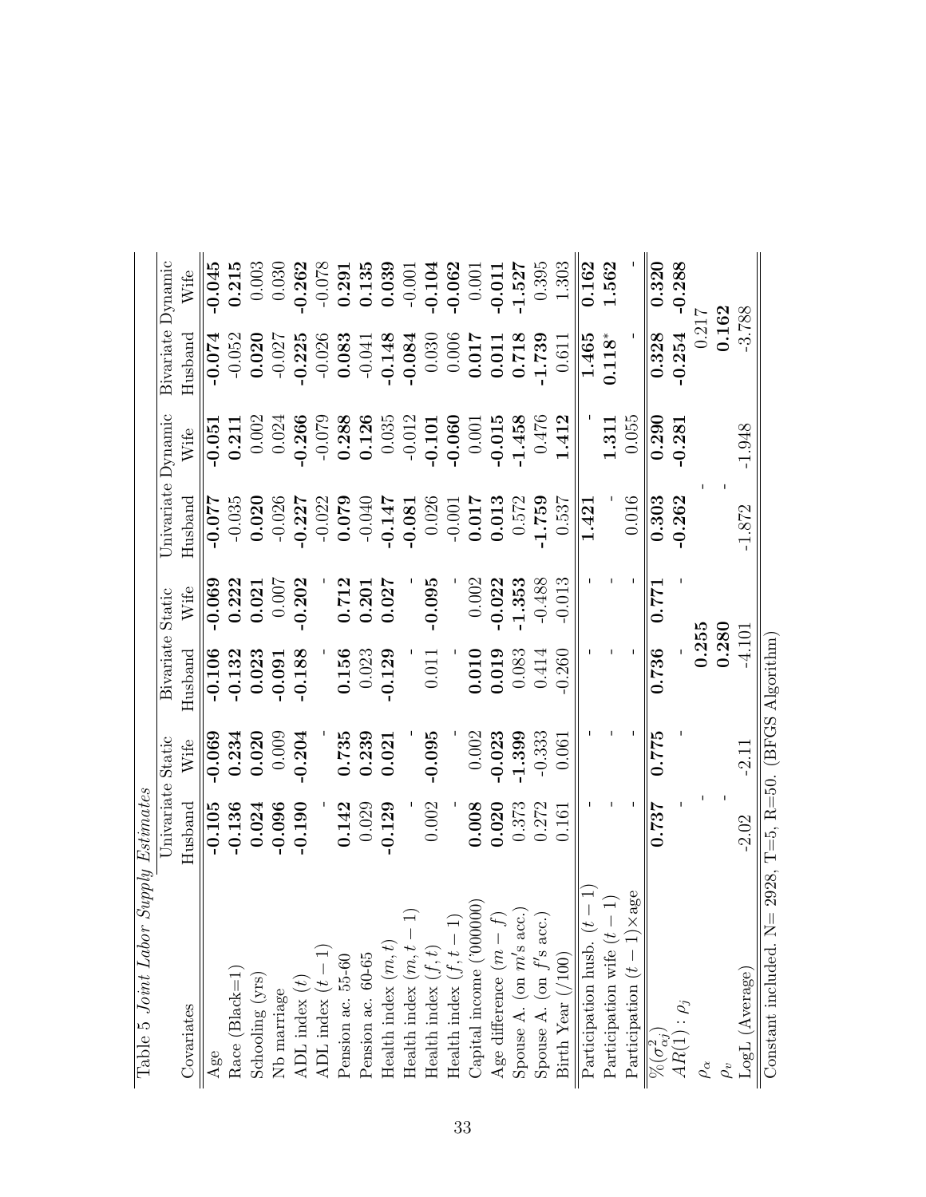Table 5 *Joint Labor Supply Estimates*

| Covariates | Univariate Static | | Bivariate Static | | Univariate Dynamic | | Bivariate Dynamic | |
|---|---|---|---|---|---|---|---|---|
| | Husband | Wife | Husband | Wife | Husband | Wife | Husband | Wife |
| Age | **-0.105** | **-0.069** | **-0.106** | **-0.069** | **-0.077** | **-0.051** | **-0.074** | **-0.045** |
| Race (Black=1) | **-0.136** | **0.234** | **-0.132** | **0.222** | -0.035 | **0.211** | -0.052 | **0.215** |
| Schooling (yrs) | **0.024** | **0.020** | **0.023** | **0.021** | **0.020** | 0.002 | **0.020** | 0.003 |
| Nb marriage | **-0.096** | 0.009 | **-0.091** | 0.007 | -0.026 | 0.024 | -0.027 | 0.030 |
| ADL index $(t)$ | **-0.190** | **-0.204** | **-0.188** | **-0.202** | **-0.227** | **-0.266** | **-0.225** | **-0.262** |
| ADL index $(t-1)$ | - | - | - | - | -0.022 | -0.079 | -0.026 | -0.078 |
| Pension ac. 55-60 | **0.142** | **0.735** | **0.156** | **0.712** | **0.079** | **0.288** | **0.083** | **0.291** |
| Pension ac. 60-65 | 0.029 | **0.239** | 0.023 | **0.201** | -0.040 | **0.126** | -0.041 | **0.135** |
| Health index $(m,t)$ | **-0.129** | **0.021** | **-0.129** | **0.027** | **-0.147** | 0.035 | **-0.148** | **0.039** |
| Health index $(m,t-1)$ | - | - | - | - | **-0.081** | -0.012 | **-0.084** | -0.001 |
| Health index $(f,t)$ | 0.002 | **-0.095** | 0.011 | **-0.095** | 0.026 | **-0.101** | 0.030 | **-0.104** |
| Health index $(f,t-1)$ | - | - | - | - | -0.001 | **-0.060** | 0.006 | **-0.062** |
| Capital income ('000000) | **0.008** | 0.002 | **0.010** | 0.002 | **0.017** | 0.001 | **0.017** | 0.001 |
| Age difference $(m-f)$ | **0.020** | **-0.023** | **0.019** | **-0.022** | **0.013** | **-0.015** | **0.011** | **-0.011** |
| Spouse A. (on $m$'s acc.) | 0.373 | **-1.399** | 0.083 | **-1.353** | 0.572 | **-1.458** | **0.718** | **-1.527** |
| Spouse A. (on $f$'s acc.) | 0.272 | -0.333 | 0.414 | -0.488 | **-1.759** | 0.476 | **-1.739** | 0.395 |
| Birth Year (/100) | 0.161 | 0.061 | -0.260 | -0.013 | 0.537 | **1.412** | 0.611 | 1.303 |
| Participation husb. $(t-1)$ | - | - | - | - | **1.421** | - | **1.465** | **0.162** |
| Participation wife $(t-1)$ | - | - | - | - | - | **1.311** | $0.118^{*}$ | **1.562** |
| Participation $(t-1)\times$age | - | - | - | - | 0.016 | 0.055 | - | - |
| $\%(\sigma^2_{\alpha j})$ | **0.737** | **0.775** | **0.736** | **0.771** | **0.303** | **0.290** | **0.328** | **0.320** |
| $AR(1): \rho_j$ | - | - | - | - | **-0.262** | **-0.281** | **-0.254** | **-0.288** |
| $\rho_\alpha$ | - | | **0.255** | | - | | 0.217 | |
| $\rho_v$ | - | | **0.280** | | - | | **0.162** | |
| LogL (Average) | -2.02 | -2.11 | -4.101 | | -1.872 | -1.948 | -3.788 | |

Constant included. N= 2928, T=5, R=50. (BFGS Algorithm)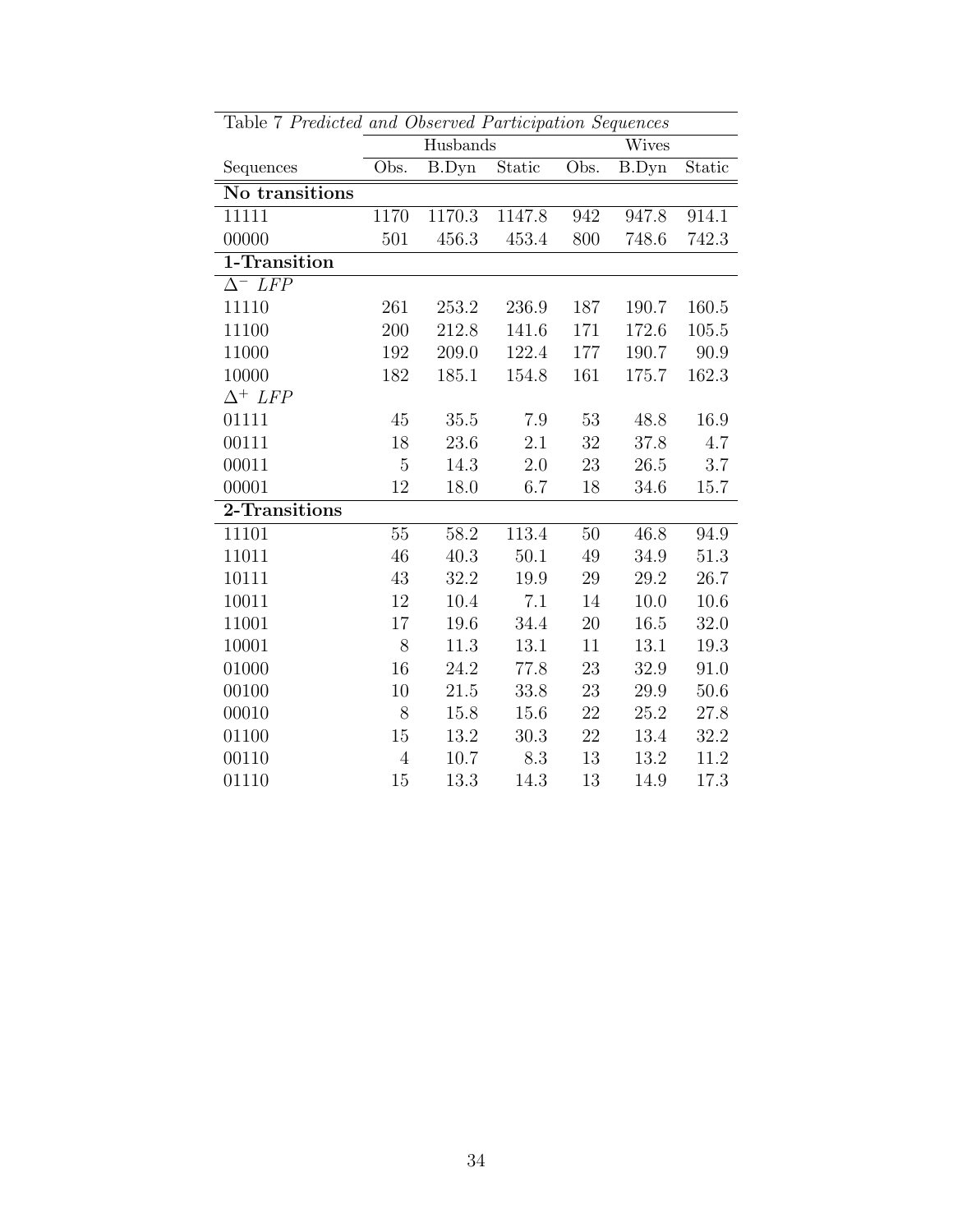Table 7 *Predicted and Observed Participation Sequences*

| | Husbands | | | Wives | | |
|---|---|---|---|---|---|---|
| Sequences | Obs. | B.Dyn | Static | Obs. | B.Dyn | Static |
| **No transitions** | | | | | | |
| 11111 | 1170 | 1170.3 | 1147.8 | 942 | 947.8 | 914.1 |
| 00000 | 501 | 456.3 | 453.4 | 800 | 748.6 | 742.3 |
| **1-Transition** | | | | | | |
| $\Delta^-$ *LFP* | | | | | | |
| 11110 | 261 | 253.2 | 236.9 | 187 | 190.7 | 160.5 |
| 11100 | 200 | 212.8 | 141.6 | 171 | 172.6 | 105.5 |
| 11000 | 192 | 209.0 | 122.4 | 177 | 190.7 | 90.9 |
| 10000 | 182 | 185.1 | 154.8 | 161 | 175.7 | 162.3 |
| $\Delta^+$ *LFP* | | | | | | |
| 01111 | 45 | 35.5 | 7.9 | 53 | 48.8 | 16.9 |
| 00111 | 18 | 23.6 | 2.1 | 32 | 37.8 | 4.7 |
| 00011 | 5 | 14.3 | 2.0 | 23 | 26.5 | 3.7 |
| 00001 | 12 | 18.0 | 6.7 | 18 | 34.6 | 15.7 |
| **2-Transitions** | | | | | | |
| 11101 | 55 | 58.2 | 113.4 | 50 | 46.8 | 94.9 |
| 11011 | 46 | 40.3 | 50.1 | 49 | 34.9 | 51.3 |
| 10111 | 43 | 32.2 | 19.9 | 29 | 29.2 | 26.7 |
| 10011 | 12 | 10.4 | 7.1 | 14 | 10.0 | 10.6 |
| 11001 | 17 | 19.6 | 34.4 | 20 | 16.5 | 32.0 |
| 10001 | 8 | 11.3 | 13.1 | 11 | 13.1 | 19.3 |
| 01000 | 16 | 24.2 | 77.8 | 23 | 32.9 | 91.0 |
| 00100 | 10 | 21.5 | 33.8 | 23 | 29.9 | 50.6 |
| 00010 | 8 | 15.8 | 15.6 | 22 | 25.2 | 27.8 |
| 01100 | 15 | 13.2 | 30.3 | 22 | 13.4 | 32.2 |
| 00110 | 4 | 10.7 | 8.3 | 13 | 13.2 | 11.2 |
| 01110 | 15 | 13.3 | 14.3 | 13 | 14.9 | 17.3 |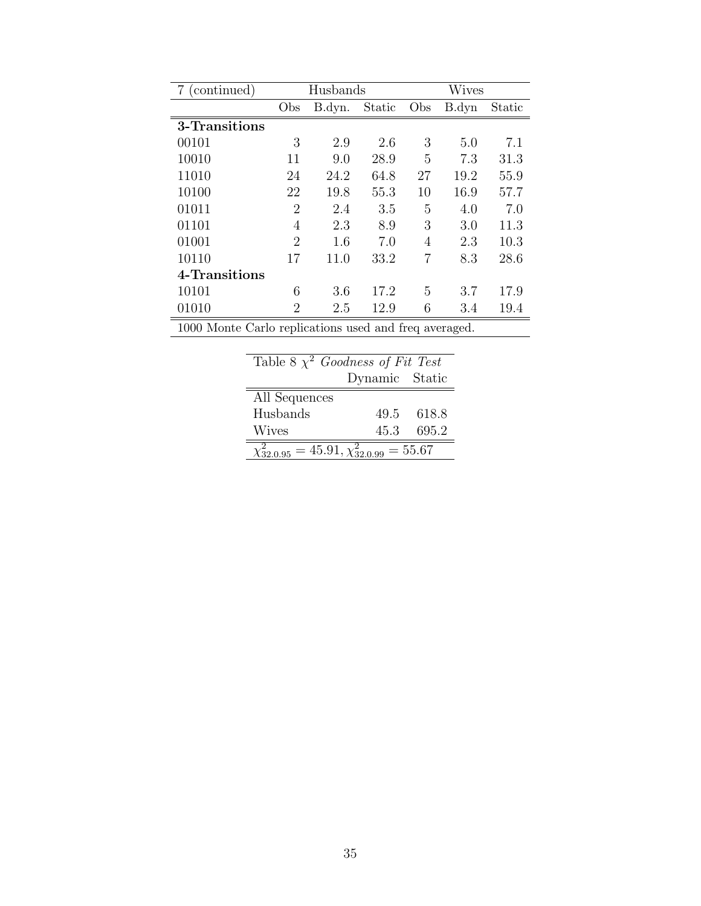| 7 (continued) | Husbands | | | Wives | | |
|---|---|---|---|---|---|---|
| | Obs | B.dyn. | Static | Obs | B.dyn | Static |
| **3-Transitions** | | | | | | |
| 00101 | 3 | 2.9 | 2.6 | 3 | 5.0 | 7.1 |
| 10010 | 11 | 9.0 | 28.9 | 5 | 7.3 | 31.3 |
| 11010 | 24 | 24.2 | 64.8 | 27 | 19.2 | 55.9 |
| 10100 | 22 | 19.8 | 55.3 | 10 | 16.9 | 57.7 |
| 01011 | 2 | 2.4 | 3.5 | 5 | 4.0 | 7.0 |
| 01101 | 4 | 2.3 | 8.9 | 3 | 3.0 | 11.3 |
| 01001 | 2 | 1.6 | 7.0 | 4 | 2.3 | 10.3 |
| 10110 | 17 | 11.0 | 33.2 | 7 | 8.3 | 28.6 |
| **4-Transitions** | | | | | | |
| 10101 | 6 | 3.6 | 17.2 | 5 | 3.7 | 17.9 |
| 01010 | 2 | 2.5 | 12.9 | 6 | 3.4 | 19.4 |

1000 Monte Carlo replications used and freq averaged.

| Table 8 $\chi^2$ *Goodness of Fit Test* | Dynamic | Static |
|---|---|---|
| All Sequences | | |
| Husbands | 49.5 | 618.8 |
| Wives | 45.3 | 695.2 |

$\chi^2_{32.0.95} = 45.91$, $\chi^2_{32.0.99} = 55.67$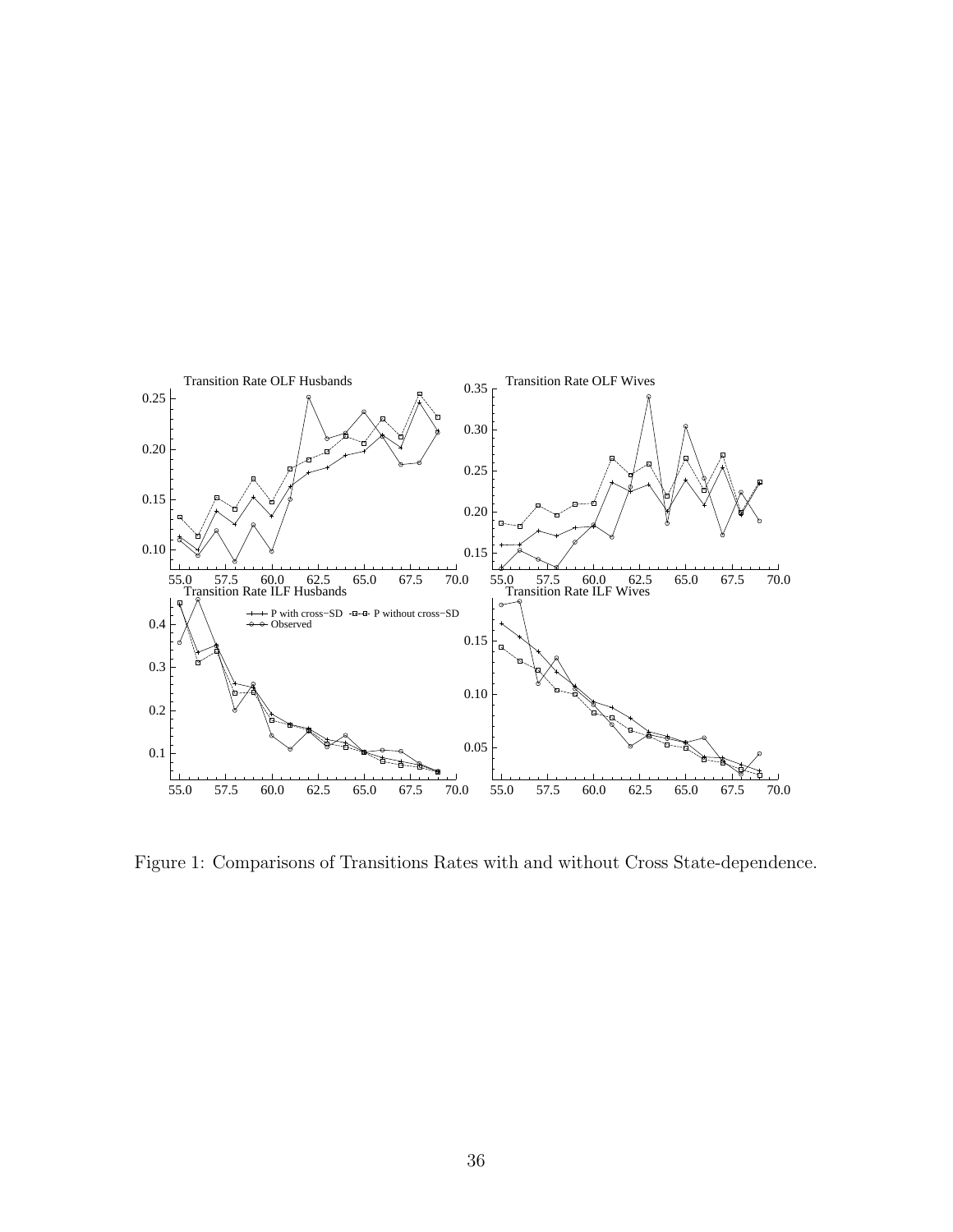Figure 1: Comparisons of Transitions Rates with and without Cross State-dependence.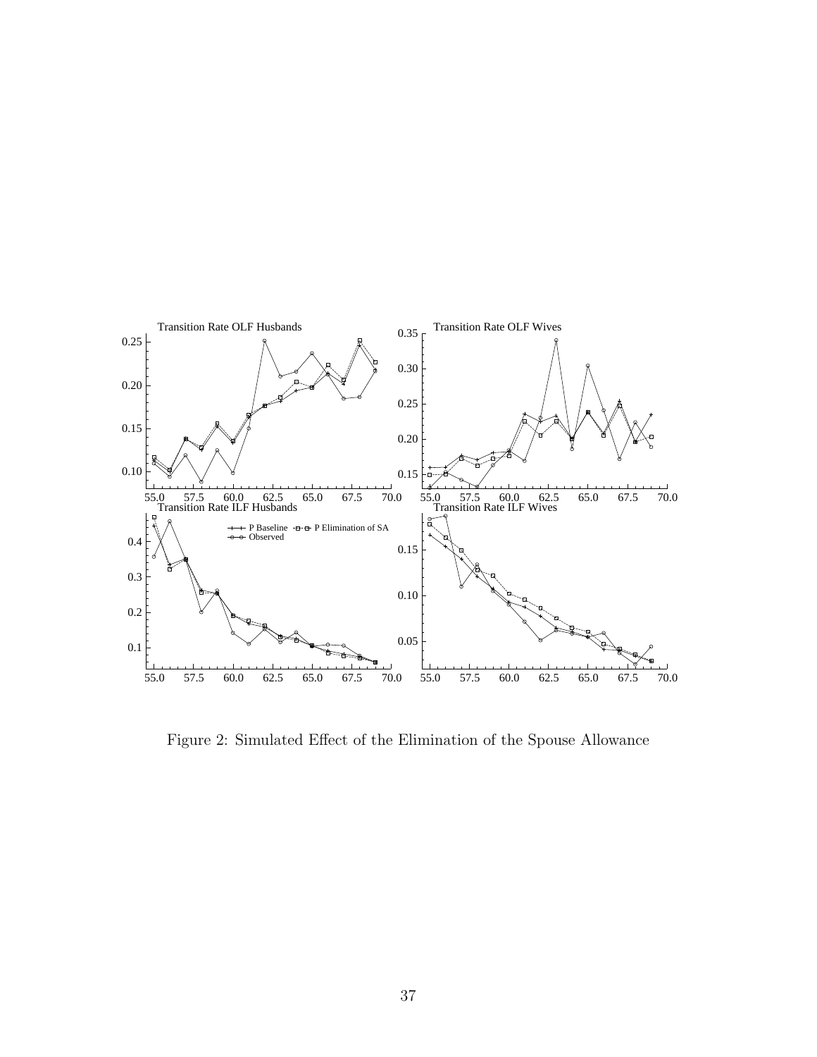Figure 2: Simulated Effect of the Elimination of the Spouse Allowance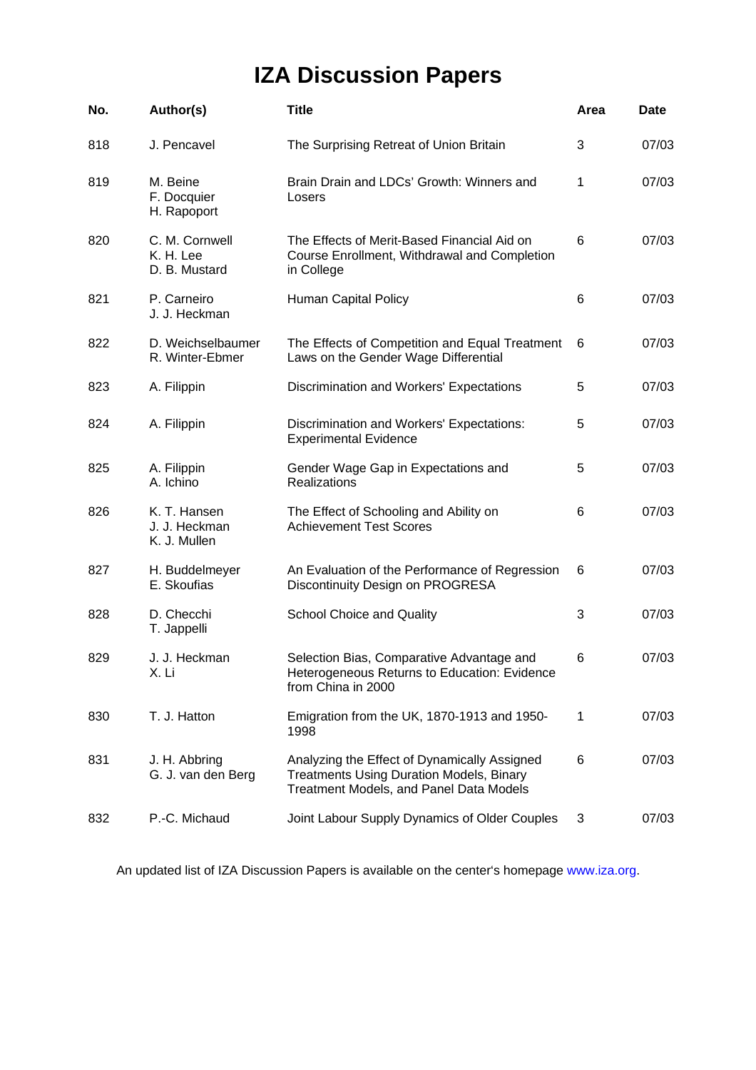# IZA Discussion Papers

| No. | Author(s) | Title | Area | Date |
| --- | --- | --- | --- | --- |
| 818 | J. Pencavel | The Surprising Retreat of Union Britain | 3 | 07/03 |
| 819 | M. Beine<br>F. Docquier<br>H. Rapoport | Brain Drain and LDCs' Growth: Winners and Losers | 1 | 07/03 |
| 820 | C. M. Cornwell<br>K. H. Lee<br>D. B. Mustard | The Effects of Merit-Based Financial Aid on Course Enrollment, Withdrawal and Completion in College | 6 | 07/03 |
| 821 | P. Carneiro<br>J. J. Heckman | Human Capital Policy | 6 | 07/03 |
| 822 | D. Weichselbaumer<br>R. Winter-Ebmer | The Effects of Competition and Equal Treatment Laws on the Gender Wage Differential | 6 | 07/03 |
| 823 | A. Filippin | Discrimination and Workers' Expectations | 5 | 07/03 |
| 824 | A. Filippin | Discrimination and Workers' Expectations: Experimental Evidence | 5 | 07/03 |
| 825 | A. Filippin<br>A. Ichino | Gender Wage Gap in Expectations and Realizations | 5 | 07/03 |
| 826 | K. T. Hansen<br>J. J. Heckman<br>K. J. Mullen | The Effect of Schooling and Ability on Achievement Test Scores | 6 | 07/03 |
| 827 | H. Buddelmeyer<br>E. Skoufias | An Evaluation of the Performance of Regression Discontinuity Design on PROGRESA | 6 | 07/03 |
| 828 | D. Checchi<br>T. Jappelli | School Choice and Quality | 3 | 07/03 |
| 829 | J. J. Heckman<br>X. Li | Selection Bias, Comparative Advantage and Heterogeneous Returns to Education: Evidence from China in 2000 | 6 | 07/03 |
| 830 | T. J. Hatton | Emigration from the UK, 1870-1913 and 1950-1998 | 1 | 07/03 |
| 831 | J. H. Abbring<br>G. J. van den Berg | Analyzing the Effect of Dynamically Assigned Treatments Using Duration Models, Binary Treatment Models, and Panel Data Models | 6 | 07/03 |
| 832 | P.-C. Michaud | Joint Labour Supply Dynamics of Older Couples | 3 | 07/03 |

An updated list of IZA Discussion Papers is available on the center's homepage www.iza.org.